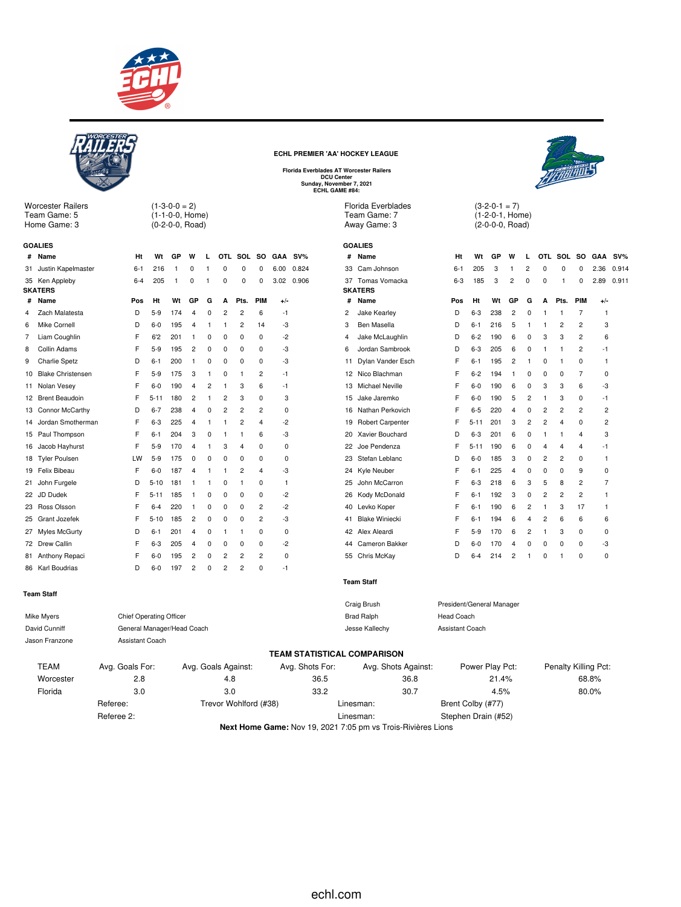# ECHL PREMIER 'AA' HOCKEY LEAGUE

**Florida Everblades AT Worcester Railers**
**DCU Center**
**Sunday, November 7, 2021**
**ECHL GAME #84:**

## Worcester Railers

Team Game: 5 — (1-3-0-0 = 2)
Home Game: 3 — (1-1-0-0, Home)
(0-2-0-0, Road)

### GOALIES

| # | Name | Ht | Wt | GP | W | L | OTL | SOL | SO | GAA | SV% |
|---|---|---|---|---|---|---|---|---|---|---|---|
| 31 | Justin Kapelmaster | 6-1 | 216 | 1 | 0 | 1 | 0 | 0 | 0 | 6.00 | 0.824 |
| 35 | Ken Appleby | 6-4 | 205 | 1 | 0 | 1 | 0 | 0 | 0 | 3.02 | 0.906 |

### SKATERS

| # | Name | Pos | Ht | Wt | GP | G | A | Pts. | PIM | +/- |
|---|---|---|---|---|---|---|---|---|---|---|
| 4 | Zach Malatesta | D | 5-9 | 174 | 4 | 0 | 2 | 2 | 6 | -1 |
| 6 | Mike Cornell | D | 6-0 | 195 | 4 | 1 | 1 | 2 | 14 | -3 |
| 7 | Liam Coughlin | F | 6'2 | 201 | 1 | 0 | 0 | 0 | 0 | -2 |
| 8 | Collin Adams | F | 5-9 | 195 | 2 | 0 | 0 | 0 | 0 | -3 |
| 9 | Charlie Spetz | D | 6-1 | 200 | 1 | 0 | 0 | 0 | 0 | -3 |
| 10 | Blake Christensen | F | 5-9 | 175 | 3 | 1 | 0 | 1 | 2 | -1 |
| 11 | Nolan Vesey | F | 6-0 | 190 | 4 | 2 | 1 | 3 | 6 | -1 |
| 12 | Brent Beaudoin | F | 5-11 | 180 | 2 | 1 | 2 | 3 | 0 | 3 |
| 13 | Connor McCarthy | D | 6-7 | 238 | 4 | 0 | 2 | 2 | 2 | 0 |
| 14 | Jordan Smotherman | F | 6-3 | 225 | 4 | 1 | 1 | 2 | 4 | -2 |
| 15 | Paul Thompson | F | 6-1 | 204 | 3 | 0 | 1 | 1 | 6 | -3 |
| 16 | Jacob Hayhurst | F | 5-9 | 170 | 4 | 1 | 3 | 4 | 0 | 0 |
| 18 | Tyler Poulsen | LW | 5-9 | 175 | 0 | 0 | 0 | 0 | 0 | 0 |
| 19 | Felix Bibeau | F | 6-0 | 187 | 4 | 1 | 1 | 2 | 4 | -3 |
| 21 | John Furgele | D | 5-10 | 181 | 1 | 1 | 0 | 1 | 0 | 1 |
| 22 | JD Dudek | F | 5-11 | 185 | 1 | 0 | 0 | 0 | 0 | -2 |
| 23 | Ross Olsson | F | 6-4 | 220 | 1 | 0 | 0 | 0 | 2 | -2 |
| 25 | Grant Jozefek | F | 5-10 | 185 | 2 | 0 | 0 | 0 | 2 | -3 |
| 27 | Myles McGurty | D | 6-1 | 201 | 4 | 0 | 1 | 1 | 0 | 0 |
| 72 | Drew Callin | F | 6-3 | 205 | 4 | 0 | 0 | 0 | 0 | -2 |
| 81 | Anthony Repaci | F | 6-0 | 195 | 2 | 0 | 2 | 2 | 2 | 0 |
| 86 | Karl Boudrias | D | 6-0 | 197 | 2 | 0 | 2 | 2 | 0 | -1 |

### Team Staff

| Name | Title |
|---|---|
| Mike Myers | Chief Operating Officer |
| David Cunniff | General Manager/Head Coach |
| Jason Franzone | Assistant Coach |

## Florida Everblades

Team Game: 7 — (3-2-0-1 = 7)
Away Game: 3 — (1-2-0-1, Home)
(2-0-0-0, Road)

### GOALIES

| # | Name | Ht | Wt | GP | W | L | OTL | SOL | SO | GAA | SV% |
|---|---|---|---|---|---|---|---|---|---|---|---|
| 33 | Cam Johnson | 6-1 | 205 | 3 | 1 | 2 | 0 | 0 | 0 | 2.36 | 0.914 |
| 37 | Tomas Vomacka | 6-3 | 185 | 3 | 2 | 0 | 0 | 1 | 0 | 2.89 | 0.911 |

### SKATERS

| # | Name | Pos | Ht | Wt | GP | G | A | Pts. | PIM | +/- |
|---|---|---|---|---|---|---|---|---|---|---|
| 2 | Jake Kearley | D | 6-3 | 238 | 2 | 0 | 1 | 1 | 7 | 1 |
| 3 | Ben Masella | D | 6-1 | 216 | 5 | 1 | 1 | 2 | 2 | 3 |
| 4 | Jake McLaughlin | D | 6-2 | 190 | 6 | 0 | 3 | 3 | 2 | 6 |
| 6 | Jordan Sambrook | D | 6-3 | 205 | 6 | 0 | 1 | 1 | 2 | -1 |
| 11 | Dylan Vander Esch | F | 6-1 | 195 | 2 | 1 | 0 | 1 | 0 | 1 |
| 12 | Nico Blachman | F | 6-2 | 194 | 1 | 0 | 0 | 0 | 7 | 0 |
| 13 | Michael Neville | F | 6-0 | 190 | 6 | 0 | 3 | 3 | 6 | -3 |
| 15 | Jake Jaremko | F | 6-0 | 190 | 5 | 2 | 1 | 3 | 0 | -1 |
| 16 | Nathan Perkovich | F | 6-5 | 220 | 4 | 0 | 2 | 2 | 2 | 2 |
| 19 | Robert Carpenter | F | 5-11 | 201 | 3 | 2 | 2 | 4 | 0 | 2 |
| 20 | Xavier Bouchard | D | 6-3 | 201 | 6 | 0 | 1 | 1 | 4 | 3 |
| 22 | Joe Pendenza | F | 5-11 | 190 | 6 | 0 | 4 | 4 | 4 | -1 |
| 23 | Stefan Leblanc | D | 6-0 | 185 | 3 | 0 | 2 | 2 | 0 | 1 |
| 24 | Kyle Neuber | F | 6-1 | 225 | 4 | 0 | 0 | 0 | 9 | 0 |
| 25 | John McCarron | F | 6-3 | 218 | 6 | 3 | 5 | 8 | 2 | 7 |
| 26 | Kody McDonald | F | 6-1 | 192 | 3 | 0 | 2 | 2 | 2 | 1 |
| 40 | Levko Koper | F | 6-1 | 190 | 6 | 2 | 1 | 3 | 17 | 1 |
| 41 | Blake Winiecki | F | 6-1 | 194 | 6 | 4 | 2 | 6 | 6 | 6 |
| 42 | Alex Aleardi | F | 5-9 | 170 | 6 | 2 | 1 | 3 | 0 | 0 |
| 44 | Cameron Bakker | D | 6-0 | 170 | 4 | 0 | 0 | 0 | 0 | -3 |
| 55 | Chris McKay | D | 6-4 | 214 | 2 | 1 | 0 | 1 | 0 | 0 |

### Team Staff

| Name | Title |
|---|---|
| Craig Brush | President/General Manager |
| Brad Ralph | Head Coach |
| Jesse Kallechy | Assistant Coach |

## TEAM STATISTICAL COMPARISON

| TEAM | Avg. Goals For: | Avg. Goals Against: | Avg. Shots For: | Avg. Shots Against: | Power Play Pct: | Penalty Killing Pct: |
|---|---|---|---|---|---|---|
| Worcester | 2.8 | 4.8 | 36.5 | 36.8 | 21.4% | 68.8% |
| Florida | 3.0 | 3.0 | 33.2 | 30.7 | 4.5% | 80.0% |

Referee: Trevor Wohlford (#38) — Linesman: Brent Colby (#77)
Referee 2: — Linesman: Stephen Drain (#52)

**Next Home Game:** Nov 19, 2021 7:05 pm vs Trois-Rivières Lions

echl.com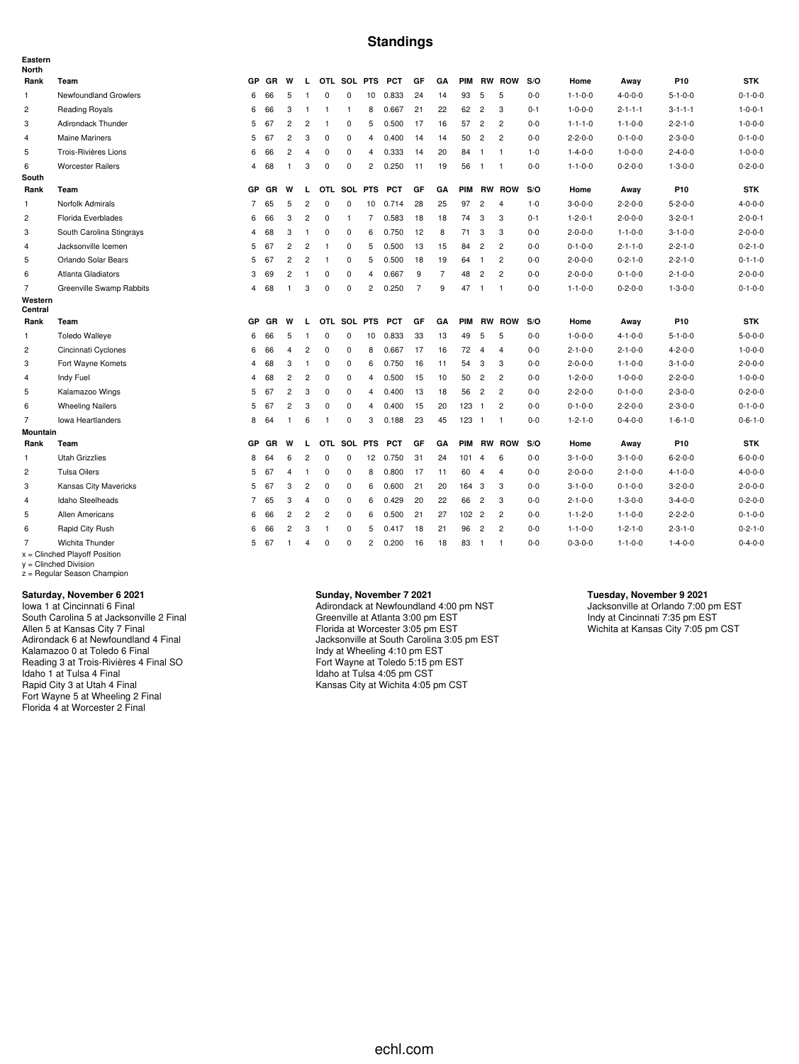# Standings

**Eastern**

**North**

| Rank | Team | GP | GR | W | L | OTL | SOL | PTS | PCT | GF | GA | PIM | RW | ROW | S/O | Home | Away | P10 | STK |
|---|---|---|---|---|---|---|---|---|---|---|---|---|---|---|---|---|---|---|---|
| 1 | Newfoundland Growlers | 6 | 66 | 5 | 1 | 0 | 0 | 10 | 0.833 | 24 | 14 | 93 | 5 | 5 | 0-0 | 1-1-0-0 | 4-0-0-0 | 5-1-0-0 | 0-1-0-0 |
| 2 | Reading Royals | 6 | 66 | 3 | 1 | 1 | 1 | 8 | 0.667 | 21 | 22 | 62 | 2 | 3 | 0-1 | 1-0-0-0 | 2-1-1-1 | 3-1-1-1 | 1-0-0-1 |
| 3 | Adirondack Thunder | 5 | 67 | 2 | 2 | 1 | 0 | 5 | 0.500 | 17 | 16 | 57 | 2 | 2 | 0-0 | 1-1-1-0 | 1-1-0-0 | 2-2-1-0 | 1-0-0-0 |
| 4 | Maine Mariners | 5 | 67 | 2 | 3 | 0 | 0 | 4 | 0.400 | 14 | 14 | 50 | 2 | 2 | 0-0 | 2-2-0-0 | 0-1-0-0 | 2-3-0-0 | 0-1-0-0 |
| 5 | Trois-Rivières Lions | 6 | 66 | 2 | 4 | 0 | 0 | 4 | 0.333 | 14 | 20 | 84 | 1 | 1 | 1-0 | 1-4-0-0 | 1-0-0-0 | 2-4-0-0 | 1-0-0-0 |
| 6 | Worcester Railers | 4 | 68 | 1 | 3 | 0 | 0 | 2 | 0.250 | 11 | 19 | 56 | 1 | 1 | 0-0 | 1-1-0-0 | 0-2-0-0 | 1-3-0-0 | 0-2-0-0 |

**South**

| Rank | Team | GP | GR | W | L | OTL | SOL | PTS | PCT | GF | GA | PIM | RW | ROW | S/O | Home | Away | P10 | STK |
|---|---|---|---|---|---|---|---|---|---|---|---|---|---|---|---|---|---|---|---|
| 1 | Norfolk Admirals | 7 | 65 | 5 | 2 | 0 | 0 | 10 | 0.714 | 28 | 25 | 97 | 2 | 4 | 1-0 | 3-0-0-0 | 2-2-0-0 | 5-2-0-0 | 4-0-0-0 |
| 2 | Florida Everblades | 6 | 66 | 3 | 2 | 0 | 1 | 7 | 0.583 | 18 | 18 | 74 | 3 | 3 | 0-1 | 1-2-0-1 | 2-0-0-0 | 3-2-0-1 | 2-0-0-1 |
| 3 | South Carolina Stingrays | 4 | 68 | 3 | 1 | 0 | 0 | 6 | 0.750 | 12 | 8 | 71 | 3 | 3 | 0-0 | 2-0-0-0 | 1-1-0-0 | 3-1-0-0 | 2-0-0-0 |
| 4 | Jacksonville Icemen | 5 | 67 | 2 | 2 | 1 | 0 | 5 | 0.500 | 13 | 15 | 84 | 2 | 2 | 0-0 | 0-1-0-0 | 2-1-1-0 | 2-2-1-0 | 0-2-1-0 |
| 5 | Orlando Solar Bears | 5 | 67 | 2 | 2 | 1 | 0 | 5 | 0.500 | 18 | 19 | 64 | 1 | 2 | 0-0 | 2-0-0-0 | 0-2-1-0 | 2-2-1-0 | 0-1-1-0 |
| 6 | Atlanta Gladiators | 3 | 69 | 2 | 1 | 0 | 0 | 4 | 0.667 | 9 | 7 | 48 | 2 | 2 | 0-0 | 2-0-0-0 | 0-1-0-0 | 2-1-0-0 | 2-0-0-0 |
| 7 | Greenville Swamp Rabbits | 4 | 68 | 1 | 3 | 0 | 0 | 2 | 0.250 | 7 | 9 | 47 | 1 | 1 | 0-0 | 1-1-0-0 | 0-2-0-0 | 1-3-0-0 | 0-1-0-0 |

**Western**

**Central**

| Rank | Team | GP | GR | W | L | OTL | SOL | PTS | PCT | GF | GA | PIM | RW | ROW | S/O | Home | Away | P10 | STK |
|---|---|---|---|---|---|---|---|---|---|---|---|---|---|---|---|---|---|---|---|
| 1 | Toledo Walleye | 6 | 66 | 5 | 1 | 0 | 0 | 10 | 0.833 | 33 | 13 | 49 | 5 | 5 | 0-0 | 1-0-0-0 | 4-1-0-0 | 5-1-0-0 | 5-0-0-0 |
| 2 | Cincinnati Cyclones | 6 | 66 | 4 | 2 | 0 | 0 | 8 | 0.667 | 17 | 16 | 72 | 4 | 4 | 0-0 | 2-1-0-0 | 2-1-0-0 | 4-2-0-0 | 1-0-0-0 |
| 3 | Fort Wayne Komets | 4 | 68 | 3 | 1 | 0 | 0 | 6 | 0.750 | 16 | 11 | 54 | 3 | 3 | 0-0 | 2-0-0-0 | 1-1-0-0 | 3-1-0-0 | 2-0-0-0 |
| 4 | Indy Fuel | 4 | 68 | 2 | 2 | 0 | 0 | 4 | 0.500 | 15 | 10 | 50 | 2 | 2 | 0-0 | 1-2-0-0 | 1-0-0-0 | 2-2-0-0 | 1-0-0-0 |
| 5 | Kalamazoo Wings | 5 | 67 | 2 | 3 | 0 | 0 | 4 | 0.400 | 13 | 18 | 56 | 2 | 2 | 0-0 | 2-2-0-0 | 0-1-0-0 | 2-3-0-0 | 0-2-0-0 |
| 6 | Wheeling Nailers | 5 | 67 | 2 | 3 | 0 | 0 | 4 | 0.400 | 15 | 20 | 123 | 1 | 2 | 0-0 | 0-1-0-0 | 2-2-0-0 | 2-3-0-0 | 0-1-0-0 |
| 7 | Iowa Heartlanders | 8 | 64 | 1 | 6 | 1 | 0 | 3 | 0.188 | 23 | 45 | 123 | 1 | 1 | 0-0 | 1-2-1-0 | 0-4-0-0 | 1-6-1-0 | 0-6-1-0 |

**Mountain**

| Rank | Team | GP | GR | W | L | OTL | SOL | PTS | PCT | GF | GA | PIM | RW | ROW | S/O | Home | Away | P10 | STK |
|---|---|---|---|---|---|---|---|---|---|---|---|---|---|---|---|---|---|---|---|
| 1 | Utah Grizzlies | 8 | 64 | 6 | 2 | 0 | 0 | 12 | 0.750 | 31 | 24 | 101 | 4 | 6 | 0-0 | 3-1-0-0 | 3-1-0-0 | 6-2-0-0 | 6-0-0-0 |
| 2 | Tulsa Oilers | 5 | 67 | 4 | 1 | 0 | 0 | 8 | 0.800 | 17 | 11 | 60 | 4 | 4 | 0-0 | 2-0-0-0 | 2-1-0-0 | 4-1-0-0 | 4-0-0-0 |
| 3 | Kansas City Mavericks | 5 | 67 | 3 | 2 | 0 | 0 | 6 | 0.600 | 21 | 20 | 164 | 3 | 3 | 0-0 | 3-1-0-0 | 0-1-0-0 | 3-2-0-0 | 2-0-0-0 |
| 4 | Idaho Steelheads | 7 | 65 | 3 | 4 | 0 | 0 | 6 | 0.429 | 20 | 22 | 66 | 2 | 3 | 0-0 | 2-1-0-0 | 1-3-0-0 | 3-4-0-0 | 0-2-0-0 |
| 5 | Allen Americans | 6 | 66 | 2 | 2 | 2 | 0 | 6 | 0.500 | 21 | 27 | 102 | 2 | 2 | 0-0 | 1-1-2-0 | 1-1-0-0 | 2-2-2-0 | 0-1-0-0 |
| 6 | Rapid City Rush | 6 | 66 | 2 | 3 | 1 | 0 | 5 | 0.417 | 18 | 21 | 96 | 2 | 2 | 0-0 | 1-1-0-0 | 1-2-1-0 | 2-3-1-0 | 0-2-1-0 |
| 7 | Wichita Thunder | 5 | 67 | 1 | 4 | 0 | 0 | 2 | 0.200 | 16 | 18 | 83 | 1 | 1 | 0-0 | 0-3-0-0 | 1-1-0-0 | 1-4-0-0 | 0-4-0-0 |

x = Clinched Playoff Position
y = Clinched Division
z = Regular Season Champion

**Saturday, November 6 2021**

Iowa 1 at Cincinnati 6 Final
South Carolina 5 at Jacksonville 2 Final
Allen 5 at Kansas City 7 Final
Adirondack 6 at Newfoundland 4 Final
Kalamazoo 0 at Toledo 6 Final
Reading 3 at Trois-Rivières 4 Final SO
Idaho 1 at Tulsa 4 Final
Rapid City 3 at Utah 4 Final
Fort Wayne 5 at Wheeling 2 Final
Florida 4 at Worcester 2 Final

**Sunday, November 7 2021**

Adirondack at Newfoundland 4:00 pm NST
Greenville at Atlanta 3:00 pm EST
Florida at Worcester 3:05 pm EST
Jacksonville at South Carolina 3:05 pm EST
Indy at Wheeling 4:10 pm EST
Fort Wayne at Toledo 5:15 pm EST
Idaho at Tulsa 4:05 pm CST
Kansas City at Wichita 4:05 pm CST

**Tuesday, November 9 2021**

Jacksonville at Orlando 7:00 pm EST
Indy at Cincinnati 7:35 pm EST
Wichita at Kansas City 7:05 pm CST

echl.com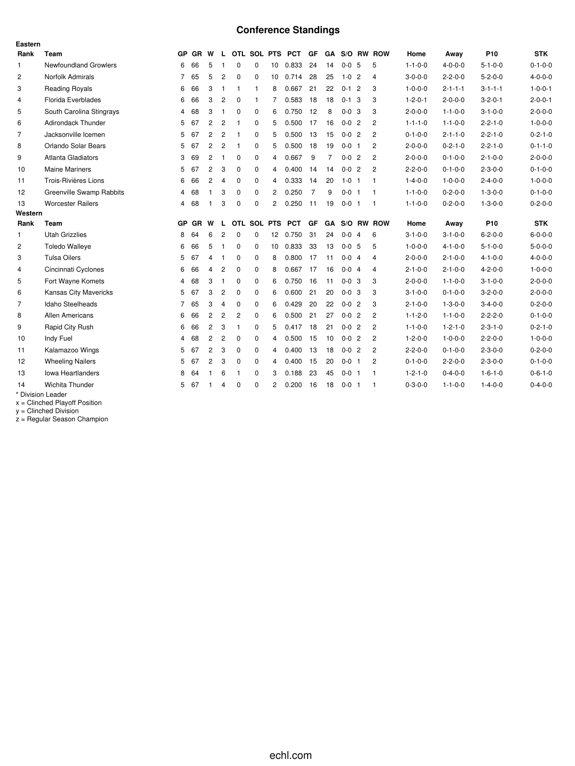# Conference Standings

**Eastern**

| Rank | Team | GP | GR | W | L | OTL | SOL | PTS | PCT | GF | GA | S/O | RW | ROW | Home | Away | P10 | STK |
|---|---|---|---|---|---|---|---|---|---|---|---|---|---|---|---|---|---|---|
| 1 | Newfoundland Growlers | 6 | 66 | 5 | 1 | 0 | 0 | 10 | 0.833 | 24 | 14 | 0-0 | 5 | 5 | 1-1-0-0 | 4-0-0-0 | 5-1-0-0 | 0-1-0-0 |
| 2 | Norfolk Admirals | 7 | 65 | 5 | 2 | 0 | 0 | 10 | 0.714 | 28 | 25 | 1-0 | 2 | 4 | 3-0-0-0 | 2-2-0-0 | 5-2-0-0 | 4-0-0-0 |
| 3 | Reading Royals | 6 | 66 | 3 | 1 | 1 | 1 | 8 | 0.667 | 21 | 22 | 0-1 | 2 | 3 | 1-0-0-0 | 2-1-1-1 | 3-1-1-1 | 1-0-0-1 |
| 4 | Florida Everblades | 6 | 66 | 3 | 2 | 0 | 1 | 7 | 0.583 | 18 | 18 | 0-1 | 3 | 3 | 1-2-0-1 | 2-0-0-0 | 3-2-0-1 | 2-0-0-1 |
| 5 | South Carolina Stingrays | 4 | 68 | 3 | 1 | 0 | 0 | 6 | 0.750 | 12 | 8 | 0-0 | 3 | 3 | 2-0-0-0 | 1-1-0-0 | 3-1-0-0 | 2-0-0-0 |
| 6 | Adirondack Thunder | 5 | 67 | 2 | 2 | 1 | 0 | 5 | 0.500 | 17 | 16 | 0-0 | 2 | 2 | 1-1-1-0 | 1-1-0-0 | 2-2-1-0 | 1-0-0-0 |
| 7 | Jacksonville Icemen | 5 | 67 | 2 | 2 | 1 | 0 | 5 | 0.500 | 13 | 15 | 0-0 | 2 | 2 | 0-1-0-0 | 2-1-1-0 | 2-2-1-0 | 0-2-1-0 |
| 8 | Orlando Solar Bears | 5 | 67 | 2 | 2 | 1 | 0 | 5 | 0.500 | 18 | 19 | 0-0 | 1 | 2 | 2-0-0-0 | 0-2-1-0 | 2-2-1-0 | 0-1-1-0 |
| 9 | Atlanta Gladiators | 3 | 69 | 2 | 1 | 0 | 0 | 4 | 0.667 | 9 | 7 | 0-0 | 2 | 2 | 2-0-0-0 | 0-1-0-0 | 2-1-0-0 | 2-0-0-0 |
| 10 | Maine Mariners | 5 | 67 | 2 | 3 | 0 | 0 | 4 | 0.400 | 14 | 14 | 0-0 | 2 | 2 | 2-2-0-0 | 0-1-0-0 | 2-3-0-0 | 0-1-0-0 |
| 11 | Trois-Rivières Lions | 6 | 66 | 2 | 4 | 0 | 0 | 4 | 0.333 | 14 | 20 | 1-0 | 1 | 1 | 1-4-0-0 | 1-0-0-0 | 2-4-0-0 | 1-0-0-0 |
| 12 | Greenville Swamp Rabbits | 4 | 68 | 1 | 3 | 0 | 0 | 2 | 0.250 | 7 | 9 | 0-0 | 1 | 1 | 1-1-0-0 | 0-2-0-0 | 1-3-0-0 | 0-1-0-0 |
| 13 | Worcester Railers | 4 | 68 | 1 | 3 | 0 | 0 | 2 | 0.250 | 11 | 19 | 0-0 | 1 | 1 | 1-1-0-0 | 0-2-0-0 | 1-3-0-0 | 0-2-0-0 |

**Western**

| Rank | Team | GP | GR | W | L | OTL | SOL | PTS | PCT | GF | GA | S/O | RW | ROW | Home | Away | P10 | STK |
|---|---|---|---|---|---|---|---|---|---|---|---|---|---|---|---|---|---|---|
| 1 | Utah Grizzlies | 8 | 64 | 6 | 2 | 0 | 0 | 12 | 0.750 | 31 | 24 | 0-0 | 4 | 6 | 3-1-0-0 | 3-1-0-0 | 6-2-0-0 | 6-0-0-0 |
| 2 | Toledo Walleye | 6 | 66 | 5 | 1 | 0 | 0 | 10 | 0.833 | 33 | 13 | 0-0 | 5 | 5 | 1-0-0-0 | 4-1-0-0 | 5-1-0-0 | 5-0-0-0 |
| 3 | Tulsa Oilers | 5 | 67 | 4 | 1 | 0 | 0 | 8 | 0.800 | 17 | 11 | 0-0 | 4 | 4 | 2-0-0-0 | 2-1-0-0 | 4-1-0-0 | 4-0-0-0 |
| 4 | Cincinnati Cyclones | 6 | 66 | 4 | 2 | 0 | 0 | 8 | 0.667 | 17 | 16 | 0-0 | 4 | 4 | 2-1-0-0 | 2-1-0-0 | 4-2-0-0 | 1-0-0-0 |
| 5 | Fort Wayne Komets | 4 | 68 | 3 | 1 | 0 | 0 | 6 | 0.750 | 16 | 11 | 0-0 | 3 | 3 | 2-0-0-0 | 1-1-0-0 | 3-1-0-0 | 2-0-0-0 |
| 6 | Kansas City Mavericks | 5 | 67 | 3 | 2 | 0 | 0 | 6 | 0.600 | 21 | 20 | 0-0 | 3 | 3 | 3-1-0-0 | 0-1-0-0 | 3-2-0-0 | 2-0-0-0 |
| 7 | Idaho Steelheads | 7 | 65 | 3 | 4 | 0 | 0 | 6 | 0.429 | 20 | 22 | 0-0 | 2 | 3 | 2-1-0-0 | 1-3-0-0 | 3-4-0-0 | 0-2-0-0 |
| 8 | Allen Americans | 6 | 66 | 2 | 2 | 2 | 0 | 6 | 0.500 | 21 | 27 | 0-0 | 2 | 2 | 1-1-2-0 | 1-1-0-0 | 2-2-2-0 | 0-1-0-0 |
| 9 | Rapid City Rush | 6 | 66 | 2 | 3 | 1 | 0 | 5 | 0.417 | 18 | 21 | 0-0 | 2 | 2 | 1-1-0-0 | 1-2-1-0 | 2-3-1-0 | 0-2-1-0 |
| 10 | Indy Fuel | 4 | 68 | 2 | 2 | 0 | 0 | 4 | 0.500 | 15 | 10 | 0-0 | 2 | 2 | 1-2-0-0 | 1-0-0-0 | 2-2-0-0 | 1-0-0-0 |
| 11 | Kalamazoo Wings | 5 | 67 | 2 | 3 | 0 | 0 | 4 | 0.400 | 13 | 18 | 0-0 | 2 | 2 | 2-2-0-0 | 0-1-0-0 | 2-3-0-0 | 0-2-0-0 |
| 12 | Wheeling Nailers | 5 | 67 | 2 | 3 | 0 | 0 | 4 | 0.400 | 15 | 20 | 0-0 | 1 | 2 | 0-1-0-0 | 2-2-0-0 | 2-3-0-0 | 0-1-0-0 |
| 13 | Iowa Heartlanders | 8 | 64 | 1 | 6 | 1 | 0 | 3 | 0.188 | 23 | 45 | 0-0 | 1 | 1 | 1-2-1-0 | 0-4-0-0 | 1-6-1-0 | 0-6-1-0 |
| 14 | Wichita Thunder | 5 | 67 | 1 | 4 | 0 | 0 | 2 | 0.200 | 16 | 18 | 0-0 | 1 | 1 | 0-3-0-0 | 1-1-0-0 | 1-4-0-0 | 0-4-0-0 |

\* Division Leader
x = Clinched Playoff Position
y = Clinched Division
z = Regular Season Champion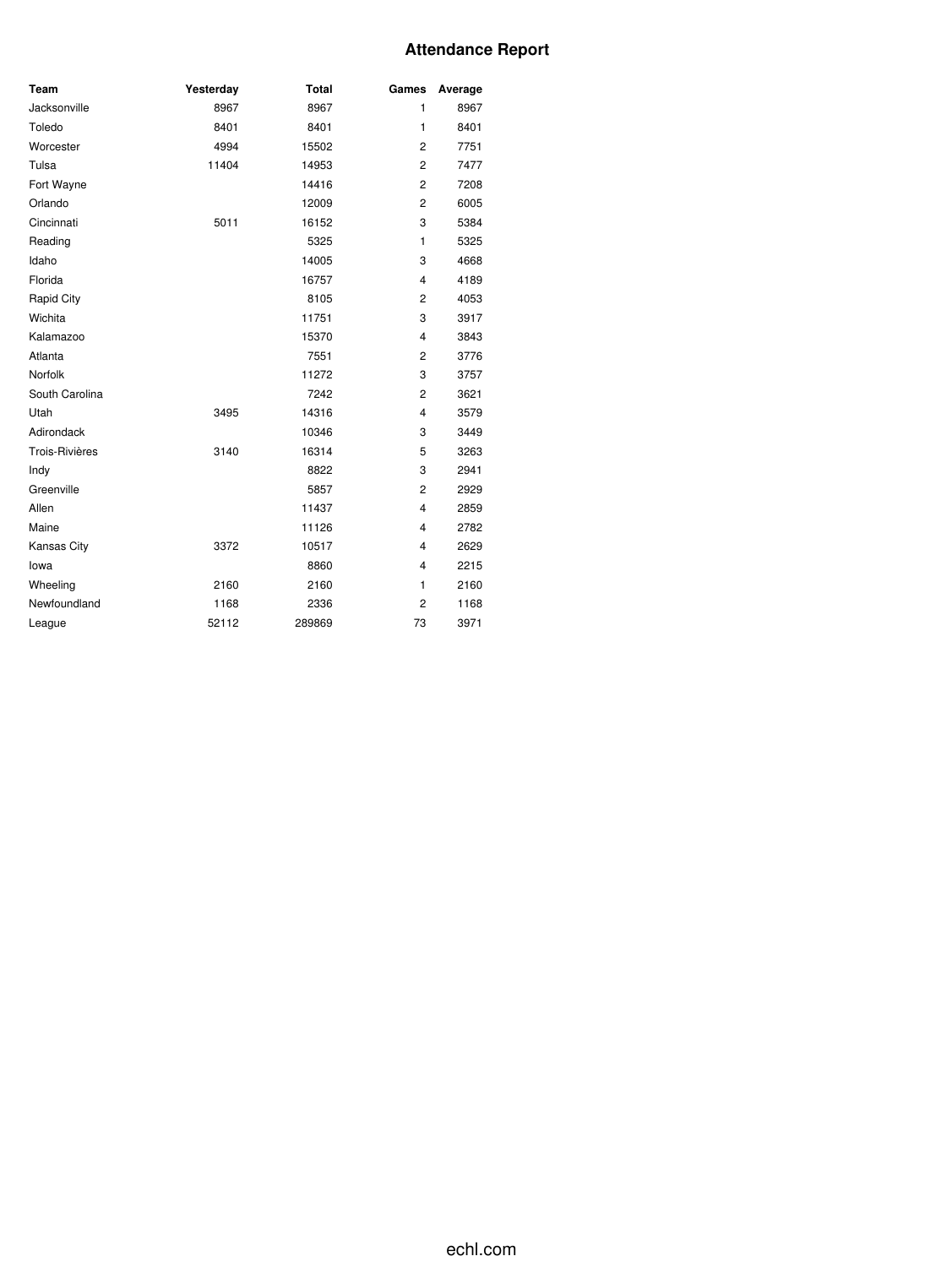# Attendance Report

| Team | Yesterday | Total | Games | Average |
| --- | --- | --- | --- | --- |
| Jacksonville | 8967 | 8967 | 1 | 8967 |
| Toledo | 8401 | 8401 | 1 | 8401 |
| Worcester | 4994 | 15502 | 2 | 7751 |
| Tulsa | 11404 | 14953 | 2 | 7477 |
| Fort Wayne | | 14416 | 2 | 7208 |
| Orlando | | 12009 | 2 | 6005 |
| Cincinnati | 5011 | 16152 | 3 | 5384 |
| Reading | | 5325 | 1 | 5325 |
| Idaho | | 14005 | 3 | 4668 |
| Florida | | 16757 | 4 | 4189 |
| Rapid City | | 8105 | 2 | 4053 |
| Wichita | | 11751 | 3 | 3917 |
| Kalamazoo | | 15370 | 4 | 3843 |
| Atlanta | | 7551 | 2 | 3776 |
| Norfolk | | 11272 | 3 | 3757 |
| South Carolina | | 7242 | 2 | 3621 |
| Utah | 3495 | 14316 | 4 | 3579 |
| Adirondack | | 10346 | 3 | 3449 |
| Trois-Rivières | 3140 | 16314 | 5 | 3263 |
| Indy | | 8822 | 3 | 2941 |
| Greenville | | 5857 | 2 | 2929 |
| Allen | | 11437 | 4 | 2859 |
| Maine | | 11126 | 4 | 2782 |
| Kansas City | 3372 | 10517 | 4 | 2629 |
| Iowa | | 8860 | 4 | 2215 |
| Wheeling | 2160 | 2160 | 1 | 2160 |
| Newfoundland | 1168 | 2336 | 2 | 1168 |
| League | 52112 | 289869 | 73 | 3971 |

echl.com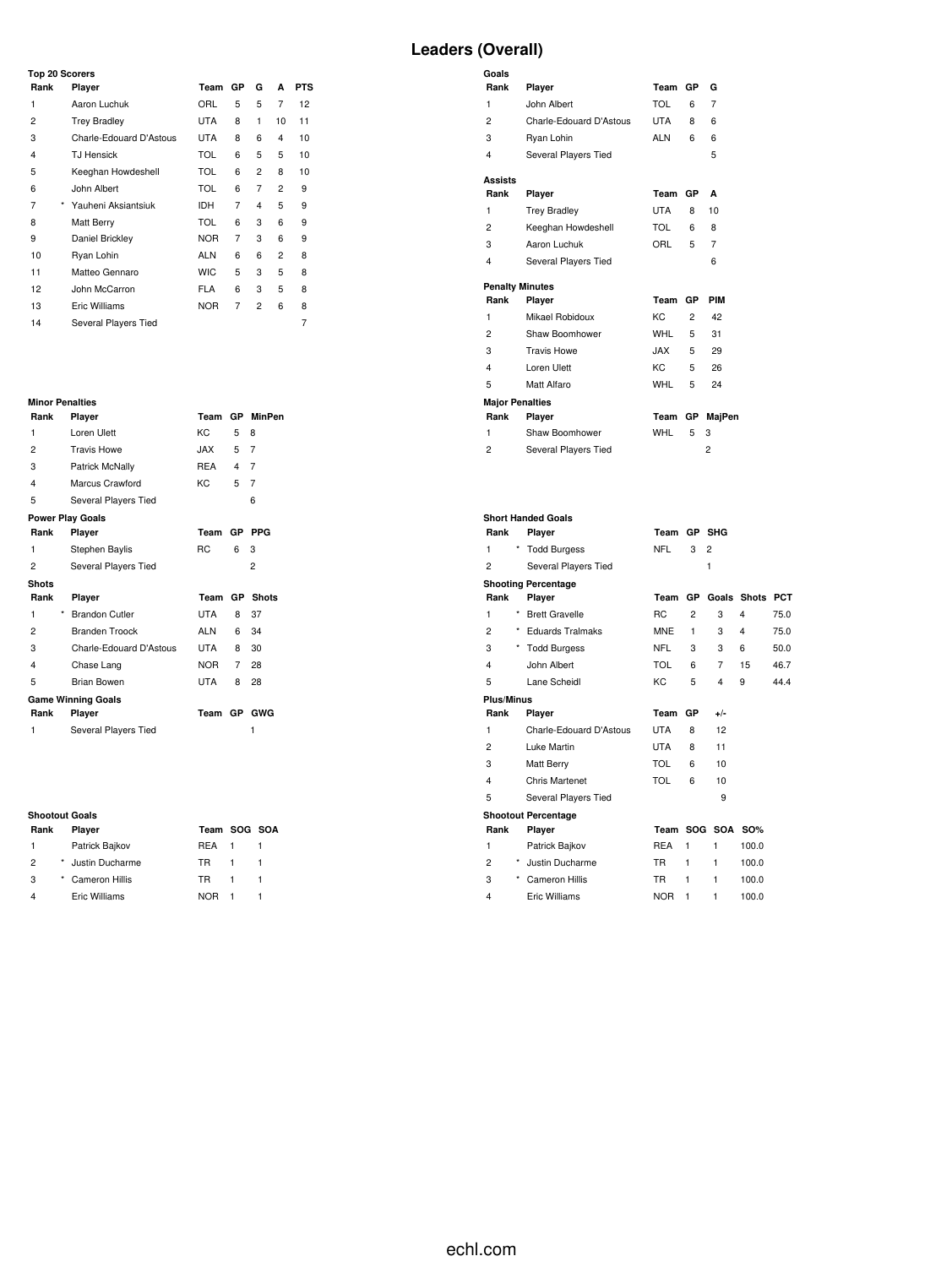# Leaders (Overall)

### Top 20 Scorers

| Rank | | Player | Team | GP | G | A | PTS |
|---|---|---|---|---|---|---|---|
| 1 | | Aaron Luchuk | ORL | 5 | 5 | 7 | 12 |
| 2 | | Trey Bradley | UTA | 8 | 1 | 10 | 11 |
| 3 | | Charle-Edouard D'Astous | UTA | 8 | 6 | 4 | 10 |
| 4 | | TJ Hensick | TOL | 6 | 5 | 5 | 10 |
| 5 | | Keeghan Howdeshell | TOL | 6 | 2 | 8 | 10 |
| 6 | | John Albert | TOL | 6 | 7 | 2 | 9 |
| 7 | * | Yauheni Aksiantsiuk | IDH | 7 | 4 | 5 | 9 |
| 8 | | Matt Berry | TOL | 6 | 3 | 6 | 9 |
| 9 | | Daniel Brickley | NOR | 7 | 3 | 6 | 9 |
| 10 | | Ryan Lohin | ALN | 6 | 6 | 2 | 8 |
| 11 | | Matteo Gennaro | WIC | 5 | 3 | 5 | 8 |
| 12 | | John McCarron | FLA | 6 | 3 | 5 | 8 |
| 13 | | Eric Williams | NOR | 7 | 2 | 6 | 8 |
| 14 | | Several Players Tied | | | | | 7 |

### Goals

| Rank | Player | Team | GP | G |
|---|---|---|---|---|
| 1 | John Albert | TOL | 6 | 7 |
| 2 | Charle-Edouard D'Astous | UTA | 8 | 6 |
| 3 | Ryan Lohin | ALN | 6 | 6 |
| 4 | Several Players Tied | | | 5 |

### Assists

| Rank | Player | Team | GP | A |
|---|---|---|---|---|
| 1 | Trey Bradley | UTA | 8 | 10 |
| 2 | Keeghan Howdeshell | TOL | 6 | 8 |
| 3 | Aaron Luchuk | ORL | 5 | 7 |
| 4 | Several Players Tied | | | 6 |

### Penalty Minutes

| Rank | Player | Team | GP | PIM |
|---|---|---|---|---|
| 1 | Mikael Robidoux | KC | 2 | 42 |
| 2 | Shaw Boomhower | WHL | 5 | 31 |
| 3 | Travis Howe | JAX | 5 | 29 |
| 4 | Loren Ulett | KC | 5 | 26 |
| 5 | Matt Alfaro | WHL | 5 | 24 |

### Minor Penalties

| Rank | Player | Team | GP | MinPen |
|---|---|---|---|---|
| 1 | Loren Ulett | KC | 5 | 8 |
| 2 | Travis Howe | JAX | 5 | 7 |
| 3 | Patrick McNally | REA | 4 | 7 |
| 4 | Marcus Crawford | KC | 5 | 7 |
| 5 | Several Players Tied | | | 6 |

### Major Penalties

| Rank | Player | Team | GP | MajPen |
|---|---|---|---|---|
| 1 | Shaw Boomhower | WHL | 5 | 3 |
| 2 | Several Players Tied | | | 2 |

### Power Play Goals

| Rank | Player | Team | GP | PPG |
|---|---|---|---|---|
| 1 | Stephen Baylis | RC | 6 | 3 |
| 2 | Several Players Tied | | | 2 |

### Short Handed Goals

| Rank | | Player | Team | GP | SHG |
|---|---|---|---|---|---|
| 1 | * | Todd Burgess | NFL | 3 | 2 |
| 2 | | Several Players Tied | | | 1 |

### Shots

| Rank | | Player | Team | GP | Shots |
|---|---|---|---|---|---|
| 1 | * | Brandon Cutler | UTA | 8 | 37 |
| 2 | | Branden Troock | ALN | 6 | 34 |
| 3 | | Charle-Edouard D'Astous | UTA | 8 | 30 |
| 4 | | Chase Lang | NOR | 7 | 28 |
| 5 | | Brian Bowen | UTA | 8 | 28 |

### Shooting Percentage

| Rank | | Player | Team | GP | Goals | Shots | PCT |
|---|---|---|---|---|---|---|---|
| 1 | * | Brett Gravelle | RC | 2 | 3 | 4 | 75.0 |
| 2 | * | Eduards Tralmaks | MNE | 1 | 3 | 4 | 75.0 |
| 3 | * | Todd Burgess | NFL | 3 | 3 | 6 | 50.0 |
| 4 | | John Albert | TOL | 6 | 7 | 15 | 46.7 |
| 5 | | Lane Scheidl | KC | 5 | 4 | 9 | 44.4 |

### Game Winning Goals

| Rank | Player | Team | GP | GWG |
|---|---|---|---|---|
| 1 | Several Players Tied | | | 1 |

### Plus/Minus

| Rank | Player | Team | GP | +/- |
|---|---|---|---|---|
| 1 | Charle-Edouard D'Astous | UTA | 8 | 12 |
| 2 | Luke Martin | UTA | 8 | 11 |
| 3 | Matt Berry | TOL | 6 | 10 |
| 4 | Chris Martenet | TOL | 6 | 10 |
| 5 | Several Players Tied | | | 9 |

### Shootout Goals

| Rank | | Player | Team | SOG | SOA |
|---|---|---|---|---|---|
| 1 | | Patrick Bajkov | REA | 1 | 1 |
| 2 | * | Justin Ducharme | TR | 1 | 1 |
| 3 | * | Cameron Hillis | TR | 1 | 1 |
| 4 | | Eric Williams | NOR | 1 | 1 |

### Shootout Percentage

| Rank | | Player | Team | SOG | SOA | SO% |
|---|---|---|---|---|---|---|
| 1 | | Patrick Bajkov | REA | 1 | 1 | 100.0 |
| 2 | * | Justin Ducharme | TR | 1 | 1 | 100.0 |
| 3 | * | Cameron Hillis | TR | 1 | 1 | 100.0 |
| 4 | | Eric Williams | NOR | 1 | 1 | 100.0 |

echl.com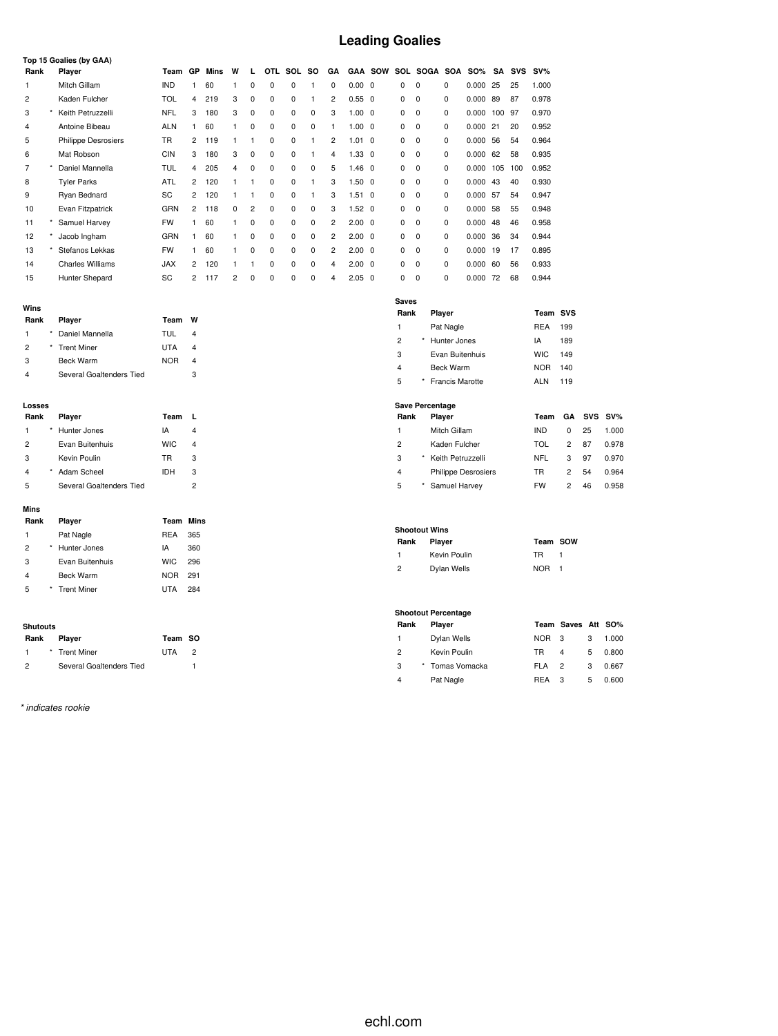# Leading Goalies

**Top 15 Goalies (by GAA)**

| Rank | | Player | Team | GP | Mins | W | L | OTL | SOL | SO | GA | GAA | SOW | SOL | SOGA | SOA | SO% | SA | SVS | SV% |
|---|---|---|---|---|---|---|---|---|---|---|---|---|---|---|---|---|---|---|---|---|
| 1 | | Mitch Gillam | IND | 1 | 60 | 1 | 0 | 0 | 0 | 1 | 0 | 0.00 | 0 | 0 | 0 | 0 | 0.000 | 25 | 25 | 1.000 |
| 2 | | Kaden Fulcher | TOL | 4 | 219 | 3 | 0 | 0 | 0 | 1 | 2 | 0.55 | 0 | 0 | 0 | 0 | 0.000 | 89 | 87 | 0.978 |
| 3 | * | Keith Petruzzelli | NFL | 3 | 180 | 3 | 0 | 0 | 0 | 0 | 3 | 1.00 | 0 | 0 | 0 | 0 | 0.000 | 100 | 97 | 0.970 |
| 4 | | Antoine Bibeau | ALN | 1 | 60 | 1 | 0 | 0 | 0 | 0 | 1 | 1.00 | 0 | 0 | 0 | 0 | 0.000 | 21 | 20 | 0.952 |
| 5 | | Philippe Desrosiers | TR | 2 | 119 | 1 | 1 | 0 | 0 | 1 | 2 | 1.01 | 0 | 0 | 0 | 0 | 0.000 | 56 | 54 | 0.964 |
| 6 | | Mat Robson | CIN | 3 | 180 | 3 | 0 | 0 | 0 | 1 | 4 | 1.33 | 0 | 0 | 0 | 0 | 0.000 | 62 | 58 | 0.935 |
| 7 | * | Daniel Mannella | TUL | 4 | 205 | 4 | 0 | 0 | 0 | 0 | 5 | 1.46 | 0 | 0 | 0 | 0 | 0.000 | 105 | 100 | 0.952 |
| 8 | | Tyler Parks | ATL | 2 | 120 | 1 | 1 | 0 | 0 | 1 | 3 | 1.50 | 0 | 0 | 0 | 0 | 0.000 | 43 | 40 | 0.930 |
| 9 | | Ryan Bednard | SC | 2 | 120 | 1 | 1 | 0 | 0 | 1 | 3 | 1.51 | 0 | 0 | 0 | 0 | 0.000 | 57 | 54 | 0.947 |
| 10 | | Evan Fitzpatrick | GRN | 2 | 118 | 0 | 2 | 0 | 0 | 0 | 3 | 1.52 | 0 | 0 | 0 | 0 | 0.000 | 58 | 55 | 0.948 |
| 11 | * | Samuel Harvey | FW | 1 | 60 | 1 | 0 | 0 | 0 | 0 | 2 | 2.00 | 0 | 0 | 0 | 0 | 0.000 | 48 | 46 | 0.958 |
| 12 | * | Jacob Ingham | GRN | 1 | 60 | 1 | 0 | 0 | 0 | 0 | 2 | 2.00 | 0 | 0 | 0 | 0 | 0.000 | 36 | 34 | 0.944 |
| 13 | * | Stefanos Lekkas | FW | 1 | 60 | 1 | 0 | 0 | 0 | 0 | 2 | 2.00 | 0 | 0 | 0 | 0 | 0.000 | 19 | 17 | 0.895 |
| 14 | | Charles Williams | JAX | 2 | 120 | 1 | 1 | 0 | 0 | 0 | 4 | 2.00 | 0 | 0 | 0 | 0 | 0.000 | 60 | 56 | 0.933 |
| 15 | | Hunter Shepard | SC | 2 | 117 | 2 | 0 | 0 | 0 | 0 | 4 | 2.05 | 0 | 0 | 0 | 0 | 0.000 | 72 | 68 | 0.944 |

**Wins**

| Rank | | Player | Team | W |
|---|---|---|---|---|
| 1 | * | Daniel Mannella | TUL | 4 |
| 2 | * | Trent Miner | UTA | 4 |
| 3 | | Beck Warm | NOR | 4 |
| 4 | | Several Goaltenders Tied | | 3 |

**Losses**

| Rank | | Player | Team | L |
|---|---|---|---|---|
| 1 | * | Hunter Jones | IA | 4 |
| 2 | | Evan Buitenhuis | WIC | 4 |
| 3 | | Kevin Poulin | TR | 3 |
| 4 | * | Adam Scheel | IDH | 3 |
| 5 | | Several Goaltenders Tied | | 2 |

**Mins**

| Rank | | Player | Team | Mins |
|---|---|---|---|---|
| 1 | | Pat Nagle | REA | 365 |
| 2 | * | Hunter Jones | IA | 360 |
| 3 | | Evan Buitenhuis | WIC | 296 |
| 4 | | Beck Warm | NOR | 291 |
| 5 | * | Trent Miner | UTA | 284 |

**Shutouts**

| Rank | | Player | Team | SO |
|---|---|---|---|---|
| 1 | * | Trent Miner | UTA | 2 |
| 2 | | Several Goaltenders Tied | | 1 |

**Saves**

| Rank | | Player | Team | SVS |
|---|---|---|---|---|
| 1 | | Pat Nagle | REA | 199 |
| 2 | * | Hunter Jones | IA | 189 |
| 3 | | Evan Buitenhuis | WIC | 149 |
| 4 | | Beck Warm | NOR | 140 |
| 5 | * | Francis Marotte | ALN | 119 |

**Save Percentage**

| Rank | | Player | Team | GA | SVS | SV% |
|---|---|---|---|---|---|---|
| 1 | | Mitch Gillam | IND | 0 | 25 | 1.000 |
| 2 | | Kaden Fulcher | TOL | 2 | 87 | 0.978 |
| 3 | * | Keith Petruzzelli | NFL | 3 | 97 | 0.970 |
| 4 | | Philippe Desrosiers | TR | 2 | 54 | 0.964 |
| 5 | * | Samuel Harvey | FW | 2 | 46 | 0.958 |

**Shootout Wins**

| Rank | Player | Team | SOW |
|---|---|---|---|
| 1 | Kevin Poulin | TR | 1 |
| 2 | Dylan Wells | NOR | 1 |

**Shootout Percentage**

| Rank | | Player | Team | Saves | Att | SO% |
|---|---|---|---|---|---|---|
| 1 | | Dylan Wells | NOR | 3 | 3 | 1.000 |
| 2 | | Kevin Poulin | TR | 4 | 5 | 0.800 |
| 3 | * | Tomas Vomacka | FLA | 2 | 3 | 0.667 |
| 4 | | Pat Nagle | REA | 3 | 5 | 0.600 |

*\* indicates rookie*

echl.com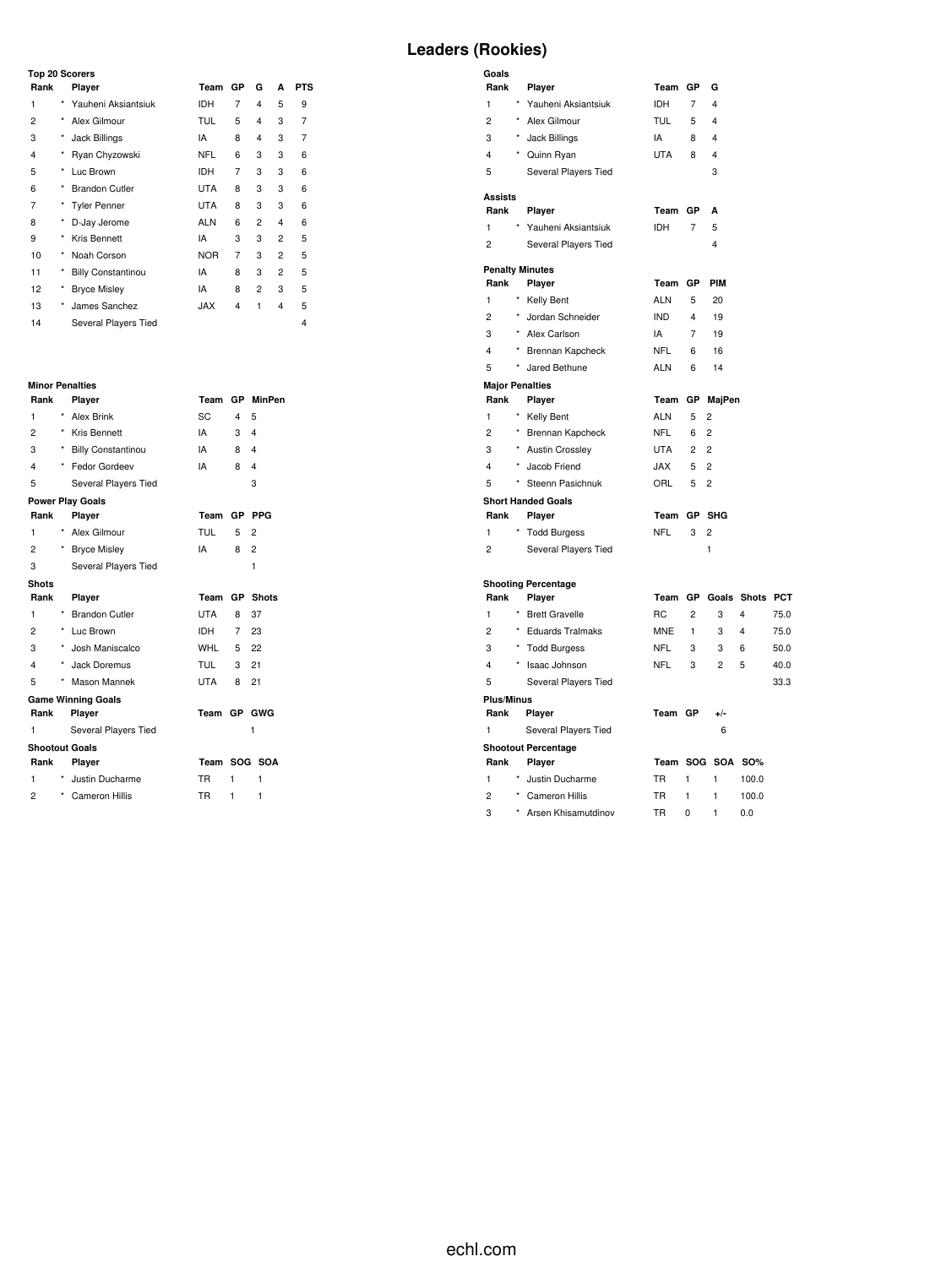# Leaders (Rookies)

### Top 20 Scorers

| Rank | | Player | Team | GP | G | A | PTS |
|---|---|---|---|---|---|---|---|
| 1 | * | Yauheni Aksiantsiuk | IDH | 7 | 4 | 5 | 9 |
| 2 | * | Alex Gilmour | TUL | 5 | 4 | 3 | 7 |
| 3 | * | Jack Billings | IA | 8 | 4 | 3 | 7 |
| 4 | * | Ryan Chyzowski | NFL | 6 | 3 | 3 | 6 |
| 5 | * | Luc Brown | IDH | 7 | 3 | 3 | 6 |
| 6 | * | Brandon Cutler | UTA | 8 | 3 | 3 | 6 |
| 7 | * | Tyler Penner | UTA | 8 | 3 | 3 | 6 |
| 8 | * | D-Jay Jerome | ALN | 6 | 2 | 4 | 6 |
| 9 | * | Kris Bennett | IA | 3 | 3 | 2 | 5 |
| 10 | * | Noah Corson | NOR | 7 | 3 | 2 | 5 |
| 11 | * | Billy Constantinou | IA | 8 | 3 | 2 | 5 |
| 12 | * | Bryce Misley | IA | 8 | 2 | 3 | 5 |
| 13 | * | James Sanchez | JAX | 4 | 1 | 4 | 5 |
| 14 | | Several Players Tied | | | | | 4 |

### Goals

| Rank | | Player | Team | GP | G |
|---|---|---|---|---|---|
| 1 | * | Yauheni Aksiantsiuk | IDH | 7 | 4 |
| 2 | * | Alex Gilmour | TUL | 5 | 4 |
| 3 | * | Jack Billings | IA | 8 | 4 |
| 4 | * | Quinn Ryan | UTA | 8 | 4 |
| 5 | | Several Players Tied | | | 3 |

### Assists

| Rank | | Player | Team | GP | A |
|---|---|---|---|---|---|
| 1 | * | Yauheni Aksiantsiuk | IDH | 7 | 5 |
| 2 | | Several Players Tied | | | 4 |

### Penalty Minutes

| Rank | | Player | Team | GP | PIM |
|---|---|---|---|---|---|
| 1 | * | Kelly Bent | ALN | 5 | 20 |
| 2 | * | Jordan Schneider | IND | 4 | 19 |
| 3 | * | Alex Carlson | IA | 7 | 19 |
| 4 | * | Brennan Kapcheck | NFL | 6 | 16 |
| 5 | * | Jared Bethune | ALN | 6 | 14 |

### Minor Penalties

| Rank | | Player | Team | GP | MinPen |
|---|---|---|---|---|---|
| 1 | * | Alex Brink | SC | 4 | 5 |
| 2 | * | Kris Bennett | IA | 3 | 4 |
| 3 | * | Billy Constantinou | IA | 8 | 4 |
| 4 | * | Fedor Gordeev | IA | 8 | 4 |
| 5 | | Several Players Tied | | | 3 |

### Major Penalties

| Rank | | Player | Team | GP | MajPen |
|---|---|---|---|---|---|
| 1 | * | Kelly Bent | ALN | 5 | 2 |
| 2 | * | Brennan Kapcheck | NFL | 6 | 2 |
| 3 | * | Austin Crossley | UTA | 2 | 2 |
| 4 | * | Jacob Friend | JAX | 5 | 2 |
| 5 | * | Steenn Pasichnuk | ORL | 5 | 2 |

### Power Play Goals

| Rank | | Player | Team | GP | PPG |
|---|---|---|---|---|---|
| 1 | * | Alex Gilmour | TUL | 5 | 2 |
| 2 | * | Bryce Misley | IA | 8 | 2 |
| 3 | | Several Players Tied | | | 1 |

### Short Handed Goals

| Rank | | Player | Team | GP | SHG |
|---|---|---|---|---|---|
| 1 | * | Todd Burgess | NFL | 3 | 2 |
| 2 | | Several Players Tied | | | 1 |

### Shots

| Rank | | Player | Team | GP | Shots |
|---|---|---|---|---|---|
| 1 | * | Brandon Cutler | UTA | 8 | 37 |
| 2 | * | Luc Brown | IDH | 7 | 23 |
| 3 | * | Josh Maniscalco | WHL | 5 | 22 |
| 4 | * | Jack Doremus | TUL | 3 | 21 |
| 5 | * | Mason Mannek | UTA | 8 | 21 |

### Shooting Percentage

| Rank | | Player | Team | GP | Goals | Shots | PCT |
|---|---|---|---|---|---|---|---|
| 1 | * | Brett Gravelle | RC | 2 | 3 | 4 | 75.0 |
| 2 | * | Eduards Tralmaks | MNE | 1 | 3 | 4 | 75.0 |
| 3 | * | Todd Burgess | NFL | 3 | 3 | 6 | 50.0 |
| 4 | * | Isaac Johnson | NFL | 3 | 2 | 5 | 40.0 |
| 5 | | Several Players Tied | | | | | 33.3 |

### Game Winning Goals

| Rank | Player | Team | GP | GWG |
|---|---|---|---|---|
| 1 | Several Players Tied | | | 1 |

### Plus/Minus

| Rank | Player | Team | GP | +/- |
|---|---|---|---|---|
| 1 | Several Players Tied | | | 6 |

### Shootout Goals

| Rank | | Player | Team | SOG | SOA |
|---|---|---|---|---|---|
| 1 | * | Justin Ducharme | TR | 1 | 1 |
| 2 | * | Cameron Hillis | TR | 1 | 1 |

### Shootout Percentage

| Rank | | Player | Team | SOG | SOA | SO% |
|---|---|---|---|---|---|---|
| 1 | * | Justin Ducharme | TR | 1 | 1 | 100.0 |
| 2 | * | Cameron Hillis | TR | 1 | 1 | 100.0 |
| 3 | * | Arsen Khisamutdinov | TR | 0 | 1 | 0.0 |

echl.com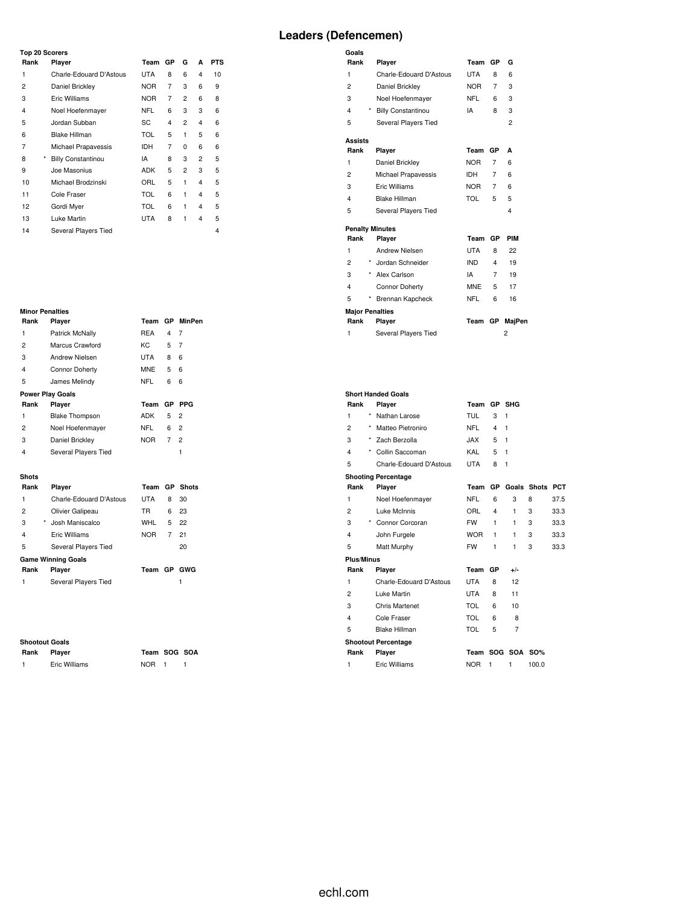# Leaders (Defencemen)

**Top 20 Scorers**

| Rank | | Player | Team | GP | G | A | PTS |
|---|---|---|---|---|---|---|---|
| 1 | | Charle-Edouard D'Astous | UTA | 8 | 6 | 4 | 10 |
| 2 | | Daniel Brickley | NOR | 7 | 3 | 6 | 9 |
| 3 | | Eric Williams | NOR | 7 | 2 | 6 | 8 |
| 4 | | Noel Hoefenmayer | NFL | 6 | 3 | 3 | 6 |
| 5 | | Jordan Subban | SC | 4 | 2 | 4 | 6 |
| 6 | | Blake Hillman | TOL | 5 | 1 | 5 | 6 |
| 7 | | Michael Prapavessis | IDH | 7 | 0 | 6 | 6 |
| 8 | * | Billy Constantinou | IA | 8 | 3 | 2 | 5 |
| 9 | | Joe Masonius | ADK | 5 | 2 | 3 | 5 |
| 10 | | Michael Brodzinski | ORL | 5 | 1 | 4 | 5 |
| 11 | | Cole Fraser | TOL | 6 | 1 | 4 | 5 |
| 12 | | Gordi Myer | TOL | 6 | 1 | 4 | 5 |
| 13 | | Luke Martin | UTA | 8 | 1 | 4 | 5 |
| 14 | | Several Players Tied | | | | | 4 |

**Goals**

| Rank | | Player | Team | GP | G |
|---|---|---|---|---|---|
| 1 | | Charle-Edouard D'Astous | UTA | 8 | 6 |
| 2 | | Daniel Brickley | NOR | 7 | 3 |
| 3 | | Noel Hoefenmayer | NFL | 6 | 3 |
| 4 | * | Billy Constantinou | IA | 8 | 3 |
| 5 | | Several Players Tied | | | 2 |

**Assists**

| Rank | Player | Team | GP | A |
|---|---|---|---|---|
| 1 | Daniel Brickley | NOR | 7 | 6 |
| 2 | Michael Prapavessis | IDH | 7 | 6 |
| 3 | Eric Williams | NOR | 7 | 6 |
| 4 | Blake Hillman | TOL | 5 | 5 |
| 5 | Several Players Tied | | | 4 |

**Penalty Minutes**

| Rank | | Player | Team | GP | PIM |
|---|---|---|---|---|---|
| 1 | | Andrew Nielsen | UTA | 8 | 22 |
| 2 | * | Jordan Schneider | IND | 4 | 19 |
| 3 | * | Alex Carlson | IA | 7 | 19 |
| 4 | | Connor Doherty | MNE | 5 | 17 |
| 5 | * | Brennan Kapcheck | NFL | 6 | 16 |

**Minor Penalties**

| Rank | Player | Team | GP | MinPen |
|---|---|---|---|---|
| 1 | Patrick McNally | REA | 4 | 7 |
| 2 | Marcus Crawford | KC | 5 | 7 |
| 3 | Andrew Nielsen | UTA | 8 | 6 |
| 4 | Connor Doherty | MNE | 5 | 6 |
| 5 | James Melindy | NFL | 6 | 6 |

**Major Penalties**

| Rank | Player | Team | GP | MajPen |
|---|---|---|---|---|
| 1 | Several Players Tied | | | 2 |

**Power Play Goals**

| Rank | Player | Team | GP | PPG |
|---|---|---|---|---|
| 1 | Blake Thompson | ADK | 5 | 2 |
| 2 | Noel Hoefenmayer | NFL | 6 | 2 |
| 3 | Daniel Brickley | NOR | 7 | 2 |
| 4 | Several Players Tied | | | 1 |

**Short Handed Goals**

| Rank | | Player | Team | GP | SHG |
|---|---|---|---|---|---|
| 1 | * | Nathan Larose | TUL | 3 | 1 |
| 2 | * | Matteo Pietroniro | NFL | 4 | 1 |
| 3 | * | Zach Berzolla | JAX | 5 | 1 |
| 4 | * | Collin Saccoman | KAL | 5 | 1 |
| 5 | | Charle-Edouard D'Astous | UTA | 8 | 1 |

**Shots**

| Rank | | Player | Team | GP | Shots |
|---|---|---|---|---|---|
| 1 | | Charle-Edouard D'Astous | UTA | 8 | 30 |
| 2 | | Olivier Galipeau | TR | 6 | 23 |
| 3 | * | Josh Maniscalco | WHL | 5 | 22 |
| 4 | | Eric Williams | NOR | 7 | 21 |
| 5 | | Several Players Tied | | | 20 |

**Shooting Percentage**

| Rank | | Player | Team | GP | Goals | Shots | PCT |
|---|---|---|---|---|---|---|---|
| 1 | | Noel Hoefenmayer | NFL | 6 | 3 | 8 | 37.5 |
| 2 | | Luke McInnis | ORL | 4 | 1 | 3 | 33.3 |
| 3 | * | Connor Corcoran | FW | 1 | 1 | 3 | 33.3 |
| 4 | | John Furgele | WOR | 1 | 1 | 3 | 33.3 |
| 5 | | Matt Murphy | FW | 1 | 1 | 3 | 33.3 |

**Game Winning Goals**

| Rank | Player | Team | GP | GWG |
|---|---|---|---|---|
| 1 | Several Players Tied | | | 1 |

**Plus/Minus**

| Rank | Player | Team | GP | +/- |
|---|---|---|---|---|
| 1 | Charle-Edouard D'Astous | UTA | 8 | 12 |
| 2 | Luke Martin | UTA | 8 | 11 |
| 3 | Chris Martenet | TOL | 6 | 10 |
| 4 | Cole Fraser | TOL | 6 | 8 |
| 5 | Blake Hillman | TOL | 5 | 7 |

**Shootout Goals**

| Rank | Player | Team | SOG | SOA |
|---|---|---|---|---|
| 1 | Eric Williams | NOR | 1 | 1 |

**Shootout Percentage**

| Rank | Player | Team | SOG | SOA | SO% |
|---|---|---|---|---|---|
| 1 | Eric Williams | NOR | 1 | 1 | 100.0 |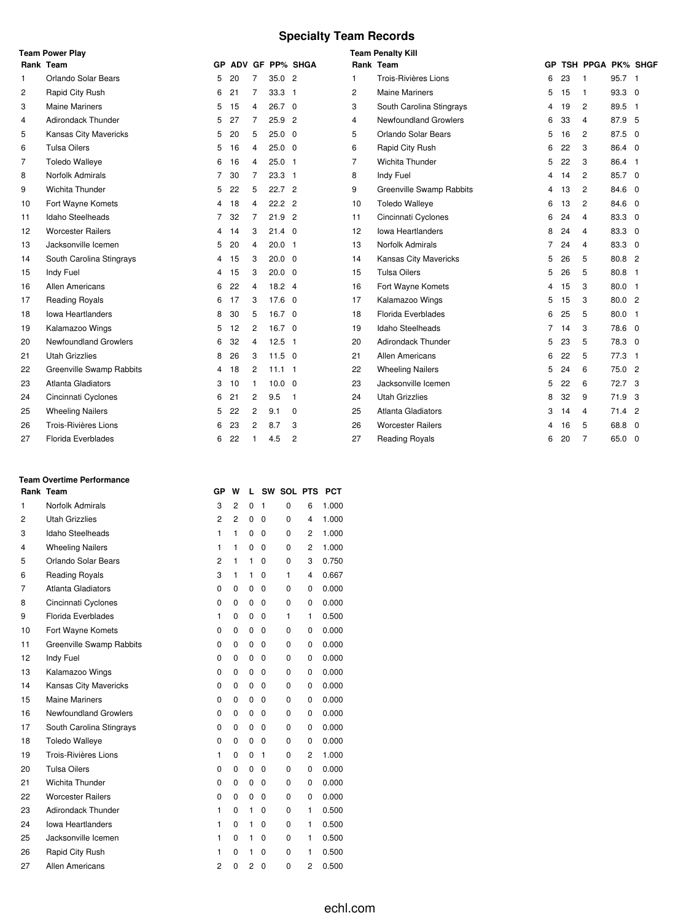# Specialty Team Records

### Team Power Play

| Rank | Team | GP | ADV | GF | PP% | SHGA |
|---|---|---|---|---|---|---|
| 1 | Orlando Solar Bears | 5 | 20 | 7 | 35.0 | 2 |
| 2 | Rapid City Rush | 6 | 21 | 7 | 33.3 | 1 |
| 3 | Maine Mariners | 5 | 15 | 4 | 26.7 | 0 |
| 4 | Adirondack Thunder | 5 | 27 | 7 | 25.9 | 2 |
| 5 | Kansas City Mavericks | 5 | 20 | 5 | 25.0 | 0 |
| 6 | Tulsa Oilers | 5 | 16 | 4 | 25.0 | 0 |
| 7 | Toledo Walleye | 6 | 16 | 4 | 25.0 | 1 |
| 8 | Norfolk Admirals | 7 | 30 | 7 | 23.3 | 1 |
| 9 | Wichita Thunder | 5 | 22 | 5 | 22.7 | 2 |
| 10 | Fort Wayne Komets | 4 | 18 | 4 | 22.2 | 2 |
| 11 | Idaho Steelheads | 7 | 32 | 7 | 21.9 | 2 |
| 12 | Worcester Railers | 4 | 14 | 3 | 21.4 | 0 |
| 13 | Jacksonville Icemen | 5 | 20 | 4 | 20.0 | 1 |
| 14 | South Carolina Stingrays | 4 | 15 | 3 | 20.0 | 0 |
| 15 | Indy Fuel | 4 | 15 | 3 | 20.0 | 0 |
| 16 | Allen Americans | 6 | 22 | 4 | 18.2 | 4 |
| 17 | Reading Royals | 6 | 17 | 3 | 17.6 | 0 |
| 18 | Iowa Heartlanders | 8 | 30 | 5 | 16.7 | 0 |
| 19 | Kalamazoo Wings | 5 | 12 | 2 | 16.7 | 0 |
| 20 | Newfoundland Growlers | 6 | 32 | 4 | 12.5 | 1 |
| 21 | Utah Grizzlies | 8 | 26 | 3 | 11.5 | 0 |
| 22 | Greenville Swamp Rabbits | 4 | 18 | 2 | 11.1 | 1 |
| 23 | Atlanta Gladiators | 3 | 10 | 1 | 10.0 | 0 |
| 24 | Cincinnati Cyclones | 6 | 21 | 2 | 9.5 | 1 |
| 25 | Wheeling Nailers | 5 | 22 | 2 | 9.1 | 0 |
| 26 | Trois-Rivières Lions | 6 | 23 | 2 | 8.7 | 3 |
| 27 | Florida Everblades | 6 | 22 | 1 | 4.5 | 2 |

### Team Penalty Kill

| Rank | Team | GP | TSH | PPGA | PK% | SHGF |
|---|---|---|---|---|---|---|
| 1 | Trois-Rivières Lions | 6 | 23 | 1 | 95.7 | 1 |
| 2 | Maine Mariners | 5 | 15 | 1 | 93.3 | 0 |
| 3 | South Carolina Stingrays | 4 | 19 | 2 | 89.5 | 1 |
| 4 | Newfoundland Growlers | 6 | 33 | 4 | 87.9 | 5 |
| 5 | Orlando Solar Bears | 5 | 16 | 2 | 87.5 | 0 |
| 6 | Rapid City Rush | 6 | 22 | 3 | 86.4 | 0 |
| 7 | Wichita Thunder | 5 | 22 | 3 | 86.4 | 1 |
| 8 | Indy Fuel | 4 | 14 | 2 | 85.7 | 0 |
| 9 | Greenville Swamp Rabbits | 4 | 13 | 2 | 84.6 | 0 |
| 10 | Toledo Walleye | 6 | 13 | 2 | 84.6 | 0 |
| 11 | Cincinnati Cyclones | 6 | 24 | 4 | 83.3 | 0 |
| 12 | Iowa Heartlanders | 8 | 24 | 4 | 83.3 | 0 |
| 13 | Norfolk Admirals | 7 | 24 | 4 | 83.3 | 0 |
| 14 | Kansas City Mavericks | 5 | 26 | 5 | 80.8 | 2 |
| 15 | Tulsa Oilers | 5 | 26 | 5 | 80.8 | 1 |
| 16 | Fort Wayne Komets | 4 | 15 | 3 | 80.0 | 1 |
| 17 | Kalamazoo Wings | 5 | 15 | 3 | 80.0 | 2 |
| 18 | Florida Everblades | 6 | 25 | 5 | 80.0 | 1 |
| 19 | Idaho Steelheads | 7 | 14 | 3 | 78.6 | 0 |
| 20 | Adirondack Thunder | 5 | 23 | 5 | 78.3 | 0 |
| 21 | Allen Americans | 6 | 22 | 5 | 77.3 | 1 |
| 22 | Wheeling Nailers | 5 | 24 | 6 | 75.0 | 2 |
| 23 | Jacksonville Icemen | 5 | 22 | 6 | 72.7 | 3 |
| 24 | Utah Grizzlies | 8 | 32 | 9 | 71.9 | 3 |
| 25 | Atlanta Gladiators | 3 | 14 | 4 | 71.4 | 2 |
| 26 | Worcester Railers | 4 | 16 | 5 | 68.8 | 0 |
| 27 | Reading Royals | 6 | 20 | 7 | 65.0 | 0 |

### Team Overtime Performance

| Rank | Team | GP | W | L | SW | SOL | PTS | PCT |
|---|---|---|---|---|---|---|---|---|
| 1 | Norfolk Admirals | 3 | 2 | 0 | 1 | 0 | 6 | 1.000 |
| 2 | Utah Grizzlies | 2 | 2 | 0 | 0 | 0 | 4 | 1.000 |
| 3 | Idaho Steelheads | 1 | 1 | 0 | 0 | 0 | 2 | 1.000 |
| 4 | Wheeling Nailers | 1 | 1 | 0 | 0 | 0 | 2 | 1.000 |
| 5 | Orlando Solar Bears | 2 | 1 | 1 | 0 | 0 | 3 | 0.750 |
| 6 | Reading Royals | 3 | 1 | 1 | 0 | 1 | 4 | 0.667 |
| 7 | Atlanta Gladiators | 0 | 0 | 0 | 0 | 0 | 0 | 0.000 |
| 8 | Cincinnati Cyclones | 0 | 0 | 0 | 0 | 0 | 0 | 0.000 |
| 9 | Florida Everblades | 1 | 0 | 0 | 0 | 1 | 1 | 0.500 |
| 10 | Fort Wayne Komets | 0 | 0 | 0 | 0 | 0 | 0 | 0.000 |
| 11 | Greenville Swamp Rabbits | 0 | 0 | 0 | 0 | 0 | 0 | 0.000 |
| 12 | Indy Fuel | 0 | 0 | 0 | 0 | 0 | 0 | 0.000 |
| 13 | Kalamazoo Wings | 0 | 0 | 0 | 0 | 0 | 0 | 0.000 |
| 14 | Kansas City Mavericks | 0 | 0 | 0 | 0 | 0 | 0 | 0.000 |
| 15 | Maine Mariners | 0 | 0 | 0 | 0 | 0 | 0 | 0.000 |
| 16 | Newfoundland Growlers | 0 | 0 | 0 | 0 | 0 | 0 | 0.000 |
| 17 | South Carolina Stingrays | 0 | 0 | 0 | 0 | 0 | 0 | 0.000 |
| 18 | Toledo Walleye | 0 | 0 | 0 | 0 | 0 | 0 | 0.000 |
| 19 | Trois-Rivières Lions | 1 | 0 | 0 | 1 | 0 | 2 | 1.000 |
| 20 | Tulsa Oilers | 0 | 0 | 0 | 0 | 0 | 0 | 0.000 |
| 21 | Wichita Thunder | 0 | 0 | 0 | 0 | 0 | 0 | 0.000 |
| 22 | Worcester Railers | 0 | 0 | 0 | 0 | 0 | 0 | 0.000 |
| 23 | Adirondack Thunder | 1 | 0 | 1 | 0 | 0 | 1 | 0.500 |
| 24 | Iowa Heartlanders | 1 | 0 | 1 | 0 | 0 | 1 | 0.500 |
| 25 | Jacksonville Icemen | 1 | 0 | 1 | 0 | 0 | 1 | 0.500 |
| 26 | Rapid City Rush | 1 | 0 | 1 | 0 | 0 | 1 | 0.500 |
| 27 | Allen Americans | 2 | 0 | 2 | 0 | 0 | 2 | 0.500 |

echl.com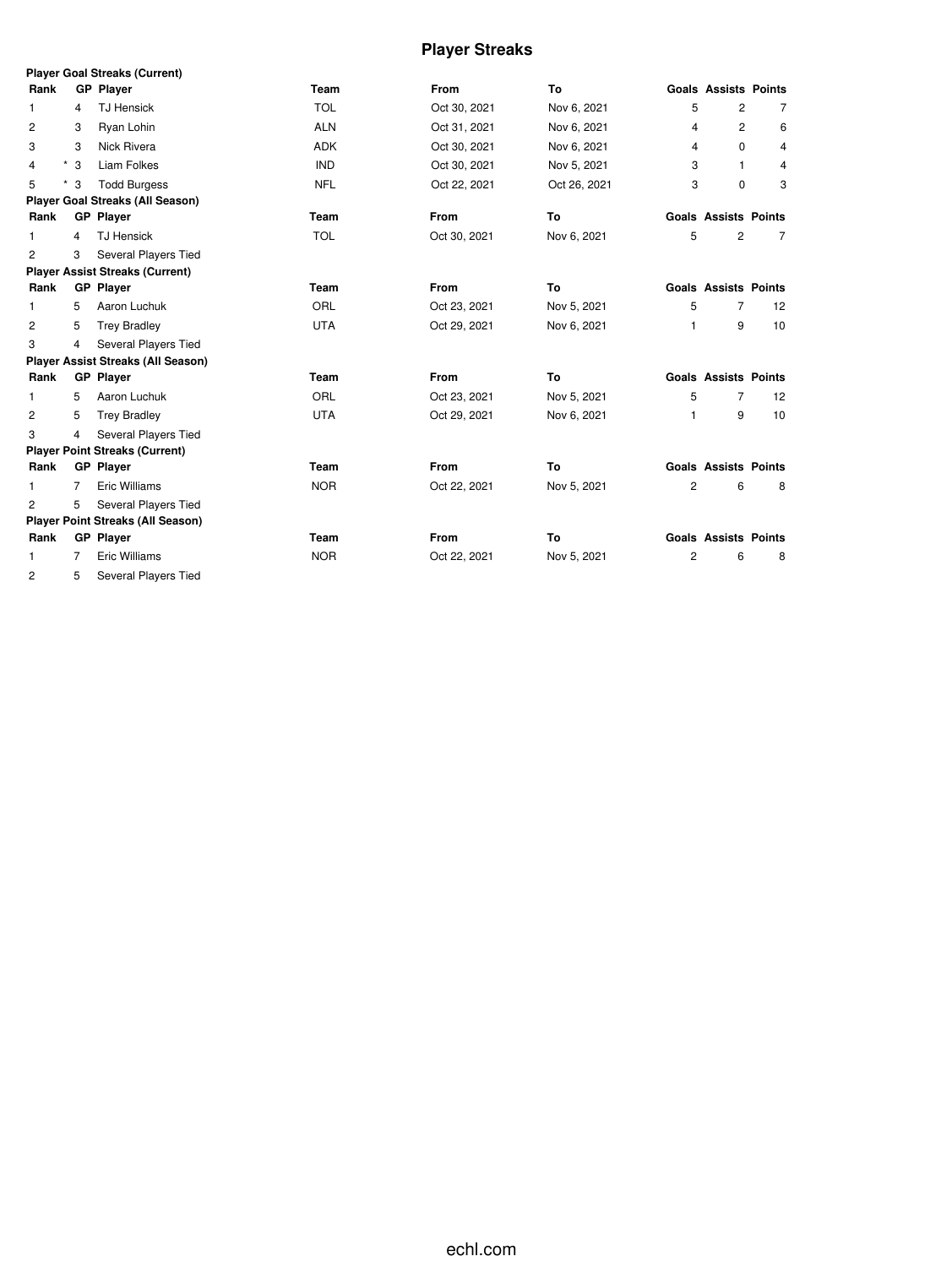# Player Streaks

**Player Goal Streaks (Current)**

| Rank | GP | Player | Team | From | To | Goals | Assists | Points |
|---|---|---|---|---|---|---|---|---|
| 1 | 4 | TJ Hensick | TOL | Oct 30, 2021 | Nov 6, 2021 | 5 | 2 | 7 |
| 2 | 3 | Ryan Lohin | ALN | Oct 31, 2021 | Nov 6, 2021 | 4 | 2 | 6 |
| 3 | 3 | Nick Rivera | ADK | Oct 30, 2021 | Nov 6, 2021 | 4 | 0 | 4 |
| 4 | * 3 | Liam Folkes | IND | Oct 30, 2021 | Nov 5, 2021 | 3 | 1 | 4 |
| 5 | * 3 | Todd Burgess | NFL | Oct 22, 2021 | Oct 26, 2021 | 3 | 0 | 3 |

**Player Goal Streaks (All Season)**

| Rank | GP | Player | Team | From | To | Goals | Assists | Points |
|---|---|---|---|---|---|---|---|---|
| 1 | 4 | TJ Hensick | TOL | Oct 30, 2021 | Nov 6, 2021 | 5 | 2 | 7 |
| 2 | 3 | Several Players Tied | | | | | | |

**Player Assist Streaks (Current)**

| Rank | GP | Player | Team | From | To | Goals | Assists | Points |
|---|---|---|---|---|---|---|---|---|
| 1 | 5 | Aaron Luchuk | ORL | Oct 23, 2021 | Nov 5, 2021 | 5 | 7 | 12 |
| 2 | 5 | Trey Bradley | UTA | Oct 29, 2021 | Nov 6, 2021 | 1 | 9 | 10 |
| 3 | 4 | Several Players Tied | | | | | | |

**Player Assist Streaks (All Season)**

| Rank | GP | Player | Team | From | To | Goals | Assists | Points |
|---|---|---|---|---|---|---|---|---|
| 1 | 5 | Aaron Luchuk | ORL | Oct 23, 2021 | Nov 5, 2021 | 5 | 7 | 12 |
| 2 | 5 | Trey Bradley | UTA | Oct 29, 2021 | Nov 6, 2021 | 1 | 9 | 10 |
| 3 | 4 | Several Players Tied | | | | | | |

**Player Point Streaks (Current)**

| Rank | GP | Player | Team | From | To | Goals | Assists | Points |
|---|---|---|---|---|---|---|---|---|
| 1 | 7 | Eric Williams | NOR | Oct 22, 2021 | Nov 5, 2021 | 2 | 6 | 8 |
| 2 | 5 | Several Players Tied | | | | | | |

**Player Point Streaks (All Season)**

| Rank | GP | Player | Team | From | To | Goals | Assists | Points |
|---|---|---|---|---|---|---|---|---|
| 1 | 7 | Eric Williams | NOR | Oct 22, 2021 | Nov 5, 2021 | 2 | 6 | 8 |
| 2 | 5 | Several Players Tied | | | | | | |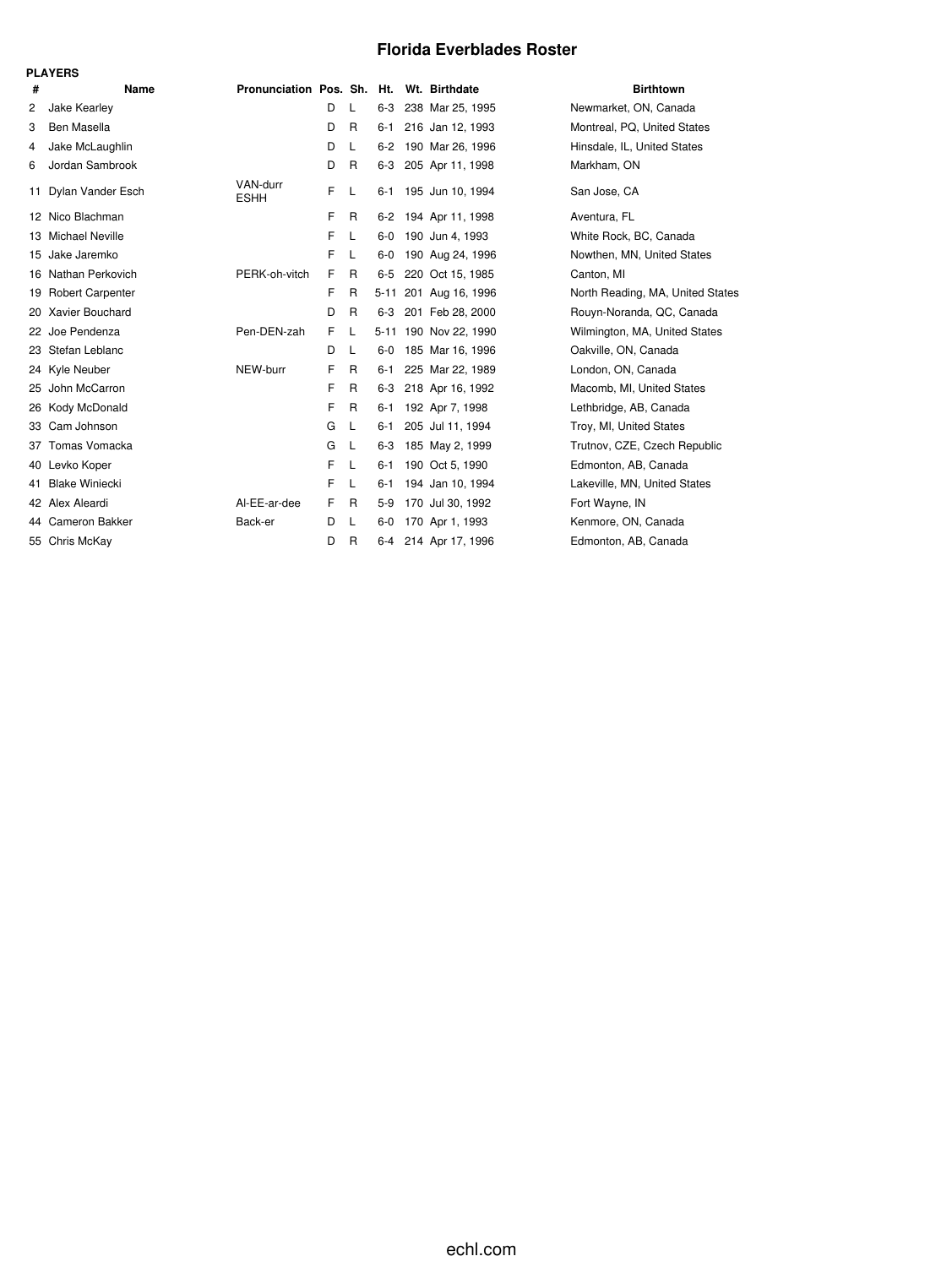# Florida Everblades Roster

**PLAYERS**

| # | Name | Pronunciation | Pos. | Sh. | Ht. | Wt. | Birthdate | Birthtown |
|---|---|---|---|---|---|---|---|---|
| 2 | Jake Kearley | | D | L | 6-3 | 238 | Mar 25, 1995 | Newmarket, ON, Canada |
| 3 | Ben Masella | | D | R | 6-1 | 216 | Jan 12, 1993 | Montreal, PQ, United States |
| 4 | Jake McLaughlin | | D | L | 6-2 | 190 | Mar 26, 1996 | Hinsdale, IL, United States |
| 6 | Jordan Sambrook | | D | R | 6-3 | 205 | Apr 11, 1998 | Markham, ON |
| 11 | Dylan Vander Esch | VAN-durr ESHH | F | L | 6-1 | 195 | Jun 10, 1994 | San Jose, CA |
| 12 | Nico Blachman | | F | R | 6-2 | 194 | Apr 11, 1998 | Aventura, FL |
| 13 | Michael Neville | | F | L | 6-0 | 190 | Jun 4, 1993 | White Rock, BC, Canada |
| 15 | Jake Jaremko | | F | L | 6-0 | 190 | Aug 24, 1996 | Nowthen, MN, United States |
| 16 | Nathan Perkovich | PERK-oh-vitch | F | R | 6-5 | 220 | Oct 15, 1985 | Canton, MI |
| 19 | Robert Carpenter | | F | R | 5-11 | 201 | Aug 16, 1996 | North Reading, MA, United States |
| 20 | Xavier Bouchard | | D | R | 6-3 | 201 | Feb 28, 2000 | Rouyn-Noranda, QC, Canada |
| 22 | Joe Pendenza | Pen-DEN-zah | F | L | 5-11 | 190 | Nov 22, 1990 | Wilmington, MA, United States |
| 23 | Stefan Leblanc | | D | L | 6-0 | 185 | Mar 16, 1996 | Oakville, ON, Canada |
| 24 | Kyle Neuber | NEW-burr | F | R | 6-1 | 225 | Mar 22, 1989 | London, ON, Canada |
| 25 | John McCarron | | F | R | 6-3 | 218 | Apr 16, 1992 | Macomb, MI, United States |
| 26 | Kody McDonald | | F | R | 6-1 | 192 | Apr 7, 1998 | Lethbridge, AB, Canada |
| 33 | Cam Johnson | | G | L | 6-1 | 205 | Jul 11, 1994 | Troy, MI, United States |
| 37 | Tomas Vomacka | | G | L | 6-3 | 185 | May 2, 1999 | Trutnov, CZE, Czech Republic |
| 40 | Levko Koper | | F | L | 6-1 | 190 | Oct 5, 1990 | Edmonton, AB, Canada |
| 41 | Blake Winiecki | | F | L | 6-1 | 194 | Jan 10, 1994 | Lakeville, MN, United States |
| 42 | Alex Aleardi | Al-EE-ar-dee | F | R | 5-9 | 170 | Jul 30, 1992 | Fort Wayne, IN |
| 44 | Cameron Bakker | Back-er | D | L | 6-0 | 170 | Apr 1, 1993 | Kenmore, ON, Canada |
| 55 | Chris McKay | | D | R | 6-4 | 214 | Apr 17, 1996 | Edmonton, AB, Canada |

echl.com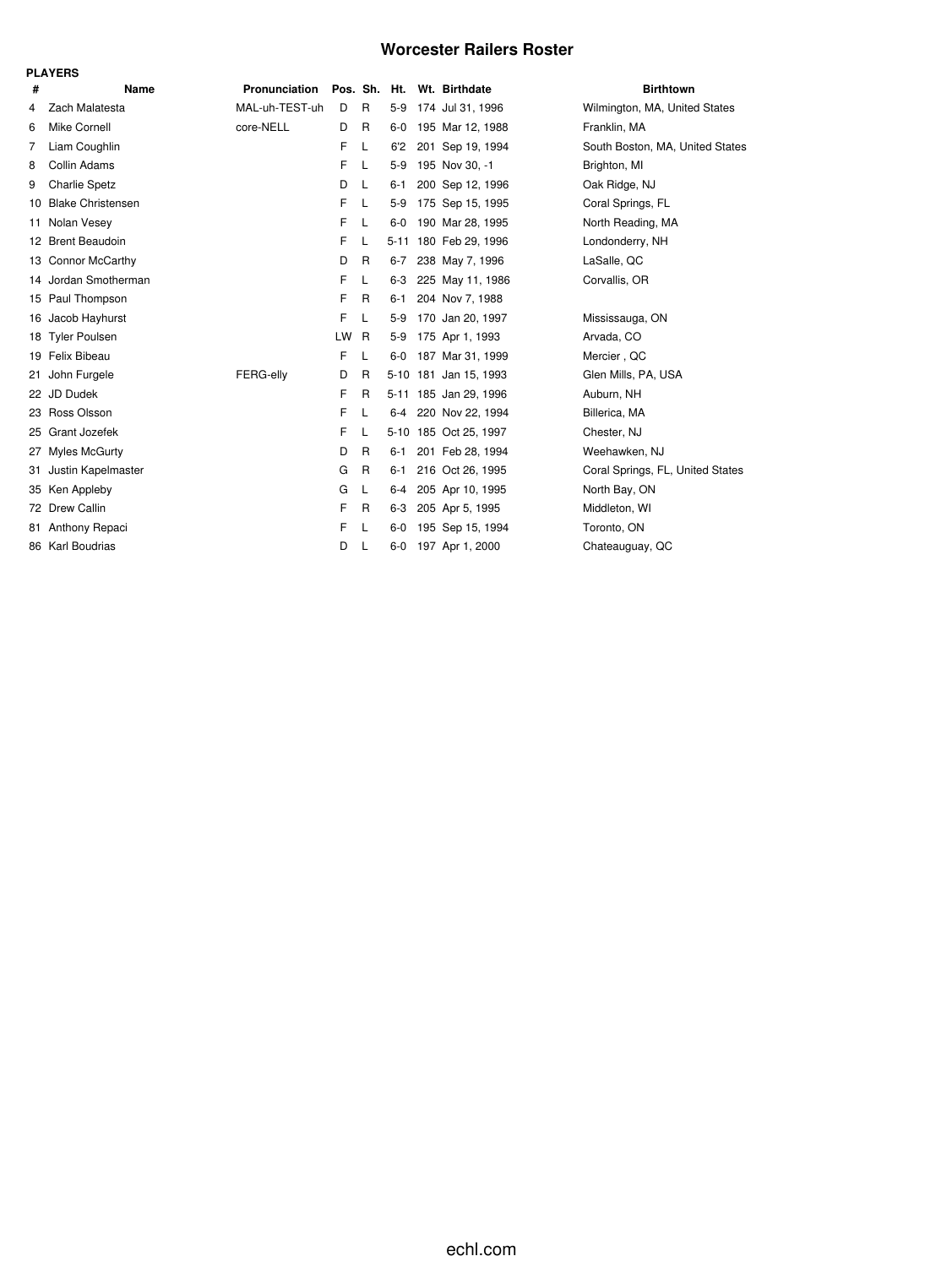# Worcester Railers Roster

**PLAYERS**

| # | Name | Pronunciation | Pos. | Sh. | Ht. | Wt. | Birthdate | Birthtown |
|---|---|---|---|---|---|---|---|---|
| 4 | Zach Malatesta | MAL-uh-TEST-uh | D | R | 5-9 | 174 | Jul 31, 1996 | Wilmington, MA, United States |
| 6 | Mike Cornell | core-NELL | D | R | 6-0 | 195 | Mar 12, 1988 | Franklin, MA |
| 7 | Liam Coughlin | | F | L | 6'2 | 201 | Sep 19, 1994 | South Boston, MA, United States |
| 8 | Collin Adams | | F | L | 5-9 | 195 | Nov 30, -1 | Brighton, MI |
| 9 | Charlie Spetz | | D | L | 6-1 | 200 | Sep 12, 1996 | Oak Ridge, NJ |
| 10 | Blake Christensen | | F | L | 5-9 | 175 | Sep 15, 1995 | Coral Springs, FL |
| 11 | Nolan Vesey | | F | L | 6-0 | 190 | Mar 28, 1995 | North Reading, MA |
| 12 | Brent Beaudoin | | F | L | 5-11 | 180 | Feb 29, 1996 | Londonderry, NH |
| 13 | Connor McCarthy | | D | R | 6-7 | 238 | May 7, 1996 | LaSalle, QC |
| 14 | Jordan Smotherman | | F | L | 6-3 | 225 | May 11, 1986 | Corvallis, OR |
| 15 | Paul Thompson | | F | R | 6-1 | 204 | Nov 7, 1988 | |
| 16 | Jacob Hayhurst | | F | L | 5-9 | 170 | Jan 20, 1997 | Mississauga, ON |
| 18 | Tyler Poulsen | | LW | R | 5-9 | 175 | Apr 1, 1993 | Arvada, CO |
| 19 | Felix Bibeau | | F | L | 6-0 | 187 | Mar 31, 1999 | Mercier , QC |
| 21 | John Furgele | FERG-elly | D | R | 5-10 | 181 | Jan 15, 1993 | Glen Mills, PA, USA |
| 22 | JD Dudek | | F | R | 5-11 | 185 | Jan 29, 1996 | Auburn, NH |
| 23 | Ross Olsson | | F | L | 6-4 | 220 | Nov 22, 1994 | Billerica, MA |
| 25 | Grant Jozefek | | F | L | 5-10 | 185 | Oct 25, 1997 | Chester, NJ |
| 27 | Myles McGurty | | D | R | 6-1 | 201 | Feb 28, 1994 | Weehawken, NJ |
| 31 | Justin Kapelmaster | | G | R | 6-1 | 216 | Oct 26, 1995 | Coral Springs, FL, United States |
| 35 | Ken Appleby | | G | L | 6-4 | 205 | Apr 10, 1995 | North Bay, ON |
| 72 | Drew Callin | | F | R | 6-3 | 205 | Apr 5, 1995 | Middleton, WI |
| 81 | Anthony Repaci | | F | L | 6-0 | 195 | Sep 15, 1994 | Toronto, ON |
| 86 | Karl Boudrias | | D | L | 6-0 | 197 | Apr 1, 2000 | Chateauguay, QC |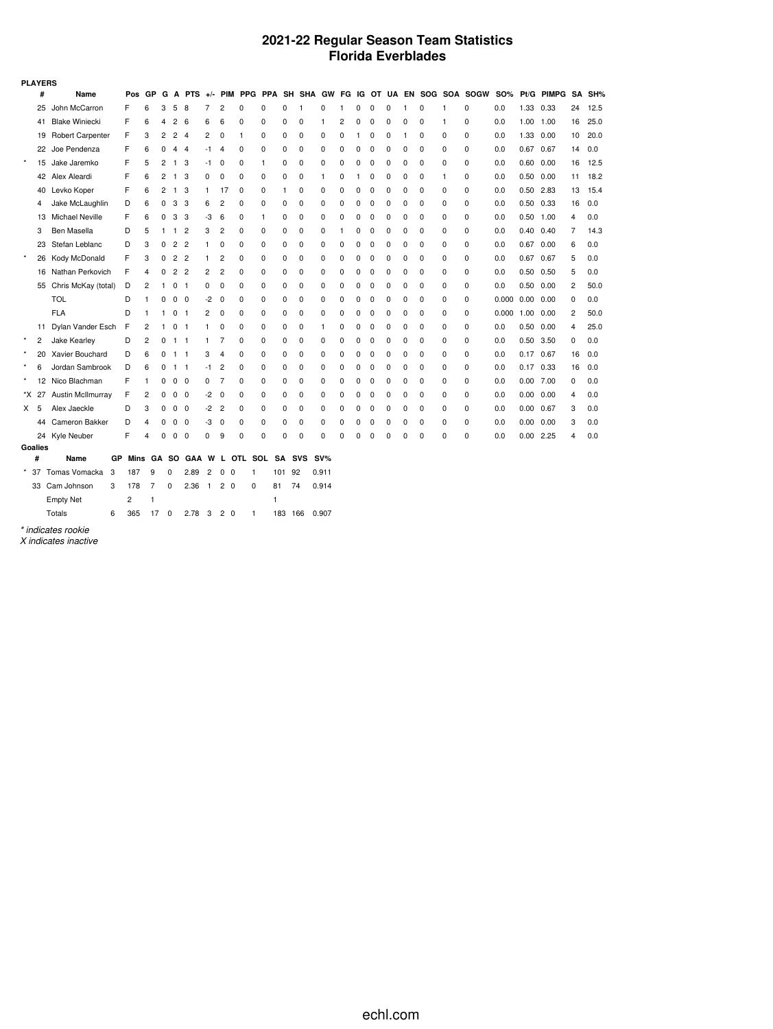# 2021-22 Regular Season Team Statistics
# Florida Everblades

**PLAYERS**

| | # | Name | Pos | GP | G | A | PTS | +/- | PIM | PPG | PPA | SH | SHA | GW | FG | IG | OT | UA | EN | SOG | SOA | SOGW | SO% | Pt/G | PIMPG | SA | SH% |
|---|---|---|---|---|---|---|---|---|---|---|---|---|---|---|---|---|---|---|---|---|---|---|---|---|---|---|---|
| | 25 | John McCarron | F | 6 | 3 | 5 | 8 | 7 | 2 | 0 | 0 | 0 | 1 | 0 | 1 | 0 | 0 | 0 | 1 | 0 | 1 | 0 | 0.0 | 1.33 | 0.33 | 24 | 12.5 |
| | 41 | Blake Winiecki | F | 6 | 4 | 2 | 6 | 6 | 6 | 0 | 0 | 0 | 0 | 1 | 2 | 0 | 0 | 0 | 0 | 0 | 1 | 0 | 0.0 | 1.00 | 1.00 | 16 | 25.0 |
| | 19 | Robert Carpenter | F | 3 | 2 | 2 | 4 | 2 | 0 | 1 | 0 | 0 | 0 | 0 | 0 | 1 | 0 | 0 | 1 | 0 | 0 | 0 | 0.0 | 1.33 | 0.00 | 10 | 20.0 |
| | 22 | Joe Pendenza | F | 6 | 0 | 4 | 4 | -1 | 4 | 0 | 0 | 0 | 0 | 0 | 0 | 0 | 0 | 0 | 0 | 0 | 0 | 0 | 0.0 | 0.67 | 0.67 | 14 | 0.0 |
| * | 15 | Jake Jaremko | F | 5 | 2 | 1 | 3 | -1 | 0 | 0 | 1 | 0 | 0 | 0 | 0 | 0 | 0 | 0 | 0 | 0 | 0 | 0 | 0.0 | 0.60 | 0.00 | 16 | 12.5 |
| | 42 | Alex Aleardi | F | 6 | 2 | 1 | 3 | 0 | 0 | 0 | 0 | 0 | 0 | 1 | 0 | 1 | 0 | 0 | 0 | 0 | 1 | 0 | 0.0 | 0.50 | 0.00 | 11 | 18.2 |
| | 40 | Levko Koper | F | 6 | 2 | 1 | 3 | 1 | 17 | 0 | 0 | 1 | 0 | 0 | 0 | 0 | 0 | 0 | 0 | 0 | 0 | 0 | 0.0 | 0.50 | 2.83 | 13 | 15.4 |
| | 4 | Jake McLaughlin | D | 6 | 0 | 3 | 3 | 6 | 2 | 0 | 0 | 0 | 0 | 0 | 0 | 0 | 0 | 0 | 0 | 0 | 0 | 0 | 0.0 | 0.50 | 0.33 | 16 | 0.0 |
| | 13 | Michael Neville | F | 6 | 0 | 3 | 3 | -3 | 6 | 0 | 1 | 0 | 0 | 0 | 0 | 0 | 0 | 0 | 0 | 0 | 0 | 0 | 0.0 | 0.50 | 1.00 | 4 | 0.0 |
| | 3 | Ben Masella | D | 5 | 1 | 1 | 2 | 3 | 2 | 0 | 0 | 0 | 0 | 0 | 1 | 0 | 0 | 0 | 0 | 0 | 0 | 0 | 0.0 | 0.40 | 0.40 | 7 | 14.3 |
| | 23 | Stefan Leblanc | D | 3 | 0 | 2 | 2 | 1 | 0 | 0 | 0 | 0 | 0 | 0 | 0 | 0 | 0 | 0 | 0 | 0 | 0 | 0 | 0.0 | 0.67 | 0.00 | 6 | 0.0 |
| * | 26 | Kody McDonald | F | 3 | 0 | 2 | 2 | 1 | 2 | 0 | 0 | 0 | 0 | 0 | 0 | 0 | 0 | 0 | 0 | 0 | 0 | 0 | 0.0 | 0.67 | 0.67 | 5 | 0.0 |
| | 16 | Nathan Perkovich | F | 4 | 0 | 2 | 2 | 2 | 2 | 0 | 0 | 0 | 0 | 0 | 0 | 0 | 0 | 0 | 0 | 0 | 0 | 0 | 0.0 | 0.50 | 0.50 | 5 | 0.0 |
| | 55 | Chris McKay (total) | D | 2 | 1 | 0 | 1 | 0 | 0 | 0 | 0 | 0 | 0 | 0 | 0 | 0 | 0 | 0 | 0 | 0 | 0 | 0 | 0.0 | 0.50 | 0.00 | 2 | 50.0 |
| | | TOL | D | 1 | 0 | 0 | 0 | -2 | 0 | 0 | 0 | 0 | 0 | 0 | 0 | 0 | 0 | 0 | 0 | 0 | 0 | 0 | 0.000 | 0.00 | 0.00 | 0 | 0.0 |
| | | FLA | D | 1 | 1 | 0 | 1 | 2 | 0 | 0 | 0 | 0 | 0 | 0 | 0 | 0 | 0 | 0 | 0 | 0 | 0 | 0 | 0.000 | 1.00 | 0.00 | 2 | 50.0 |
| | 11 | Dylan Vander Esch | F | 2 | 1 | 0 | 1 | 1 | 0 | 0 | 0 | 0 | 0 | 1 | 0 | 0 | 0 | 0 | 0 | 0 | 0 | 0 | 0.0 | 0.50 | 0.00 | 4 | 25.0 |
| * | 2 | Jake Kearley | D | 2 | 0 | 1 | 1 | 1 | 7 | 0 | 0 | 0 | 0 | 0 | 0 | 0 | 0 | 0 | 0 | 0 | 0 | 0 | 0.0 | 0.50 | 3.50 | 0 | 0.0 |
| * | 20 | Xavier Bouchard | D | 6 | 0 | 1 | 1 | 3 | 4 | 0 | 0 | 0 | 0 | 0 | 0 | 0 | 0 | 0 | 0 | 0 | 0 | 0 | 0.0 | 0.17 | 0.67 | 16 | 0.0 |
| * | 6 | Jordan Sambrook | D | 6 | 0 | 1 | 1 | -1 | 2 | 0 | 0 | 0 | 0 | 0 | 0 | 0 | 0 | 0 | 0 | 0 | 0 | 0 | 0.0 | 0.17 | 0.33 | 16 | 0.0 |
| * | 12 | Nico Blachman | F | 1 | 0 | 0 | 0 | 0 | 7 | 0 | 0 | 0 | 0 | 0 | 0 | 0 | 0 | 0 | 0 | 0 | 0 | 0 | 0.0 | 0.00 | 7.00 | 0 | 0.0 |
| *X | 27 | Austin McIlmurray | F | 2 | 0 | 0 | 0 | -2 | 0 | 0 | 0 | 0 | 0 | 0 | 0 | 0 | 0 | 0 | 0 | 0 | 0 | 0 | 0.0 | 0.00 | 0.00 | 4 | 0.0 |
| X | 5 | Alex Jaeckle | D | 3 | 0 | 0 | 0 | -2 | 2 | 0 | 0 | 0 | 0 | 0 | 0 | 0 | 0 | 0 | 0 | 0 | 0 | 0 | 0.0 | 0.00 | 0.67 | 3 | 0.0 |
| | 44 | Cameron Bakker | D | 4 | 0 | 0 | 0 | -3 | 0 | 0 | 0 | 0 | 0 | 0 | 0 | 0 | 0 | 0 | 0 | 0 | 0 | 0 | 0.0 | 0.00 | 0.00 | 3 | 0.0 |
| | 24 | Kyle Neuber | F | 4 | 0 | 0 | 0 | 0 | 9 | 0 | 0 | 0 | 0 | 0 | 0 | 0 | 0 | 0 | 0 | 0 | 0 | 0 | 0.0 | 0.00 | 2.25 | 4 | 0.0 |

**Goalies**

| | # | Name | GP | Mins | GA | SO | GAA | W | L | OTL | SOL | SA | SVS | SV% |
|---|---|---|---|---|---|---|---|---|---|---|---|---|---|---|
| * | 37 | Tomas Vomacka | 3 | 187 | 9 | 0 | 2.89 | 2 | 0 | 0 | 1 | 101 | 92 | 0.911 |
| | 33 | Cam Johnson | 3 | 178 | 7 | 0 | 2.36 | 1 | 2 | 0 | 0 | 81 | 74 | 0.914 |
| | | Empty Net | | 2 | 1 | | | | | | | 1 | | |
| | | Totals | 6 | 365 | 17 | 0 | 2.78 | 3 | 2 | 0 | 1 | 183 | 166 | 0.907 |

*\* indicates rookie*
*X indicates inactive*

echl.com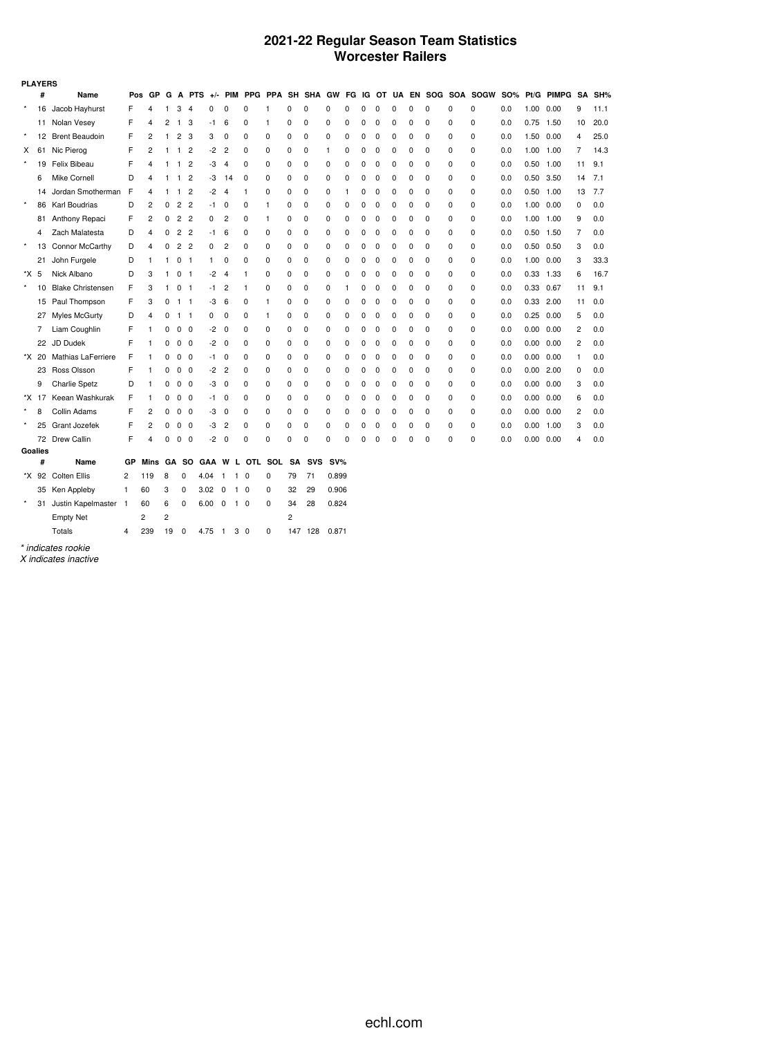# 2021-22 Regular Season Team Statistics
## Worcester Railers

**PLAYERS**

| | # | Name | Pos | GP | G | A | PTS | +/- | PIM | PPG | PPA | SH | SHA | GW | FG | IG | OT | UA | EN | SOG | SOA | SOGW | SO% | Pt/G | PIMPG | SA | SH% |
|---|---|---|---|---|---|---|---|---|---|---|---|---|---|---|---|---|---|---|---|---|---|---|---|---|---|---|---|
| * | 16 | Jacob Hayhurst | F | 4 | 1 | 3 | 4 | 0 | 0 | 0 | 1 | 0 | 0 | 0 | 0 | 0 | 0 | 0 | 0 | 0 | 0 | 0 | 0.0 | 1.00 | 0.00 | 9 | 11.1 |
| | 11 | Nolan Vesey | F | 4 | 2 | 1 | 3 | -1 | 6 | 0 | 1 | 0 | 0 | 0 | 0 | 0 | 0 | 0 | 0 | 0 | 0 | 0 | 0.0 | 0.75 | 1.50 | 10 | 20.0 |
| * | 12 | Brent Beaudoin | F | 2 | 1 | 2 | 3 | 3 | 0 | 0 | 0 | 0 | 0 | 0 | 0 | 0 | 0 | 0 | 0 | 0 | 0 | 0 | 0.0 | 1.50 | 0.00 | 4 | 25.0 |
| X | 61 | Nic Pierog | F | 2 | 1 | 1 | 2 | -2 | 2 | 0 | 0 | 0 | 0 | 1 | 0 | 0 | 0 | 0 | 0 | 0 | 0 | 0 | 0.0 | 1.00 | 1.00 | 7 | 14.3 |
| * | 19 | Felix Bibeau | F | 4 | 1 | 1 | 2 | -3 | 4 | 0 | 0 | 0 | 0 | 0 | 0 | 0 | 0 | 0 | 0 | 0 | 0 | 0 | 0.0 | 0.50 | 1.00 | 11 | 9.1 |
| | 6 | Mike Cornell | D | 4 | 1 | 1 | 2 | -3 | 14 | 0 | 0 | 0 | 0 | 0 | 0 | 0 | 0 | 0 | 0 | 0 | 0 | 0 | 0.0 | 0.50 | 3.50 | 14 | 7.1 |
| | 14 | Jordan Smotherman | F | 4 | 1 | 1 | 2 | -2 | 4 | 1 | 0 | 0 | 0 | 0 | 1 | 0 | 0 | 0 | 0 | 0 | 0 | 0 | 0.0 | 0.50 | 1.00 | 13 | 7.7 |
| * | 86 | Karl Boudrias | D | 2 | 0 | 2 | 2 | -1 | 0 | 0 | 1 | 0 | 0 | 0 | 0 | 0 | 0 | 0 | 0 | 0 | 0 | 0 | 0.0 | 1.00 | 0.00 | 0 | 0.0 |
| | 81 | Anthony Repaci | F | 2 | 0 | 2 | 2 | 0 | 2 | 0 | 1 | 0 | 0 | 0 | 0 | 0 | 0 | 0 | 0 | 0 | 0 | 0 | 0.0 | 1.00 | 1.00 | 9 | 0.0 |
| | 4 | Zach Malatesta | D | 4 | 0 | 2 | 2 | -1 | 6 | 0 | 0 | 0 | 0 | 0 | 0 | 0 | 0 | 0 | 0 | 0 | 0 | 0 | 0.0 | 0.50 | 1.50 | 7 | 0.0 |
| * | 13 | Connor McCarthy | D | 4 | 0 | 2 | 2 | 0 | 2 | 0 | 0 | 0 | 0 | 0 | 0 | 0 | 0 | 0 | 0 | 0 | 0 | 0 | 0.0 | 0.50 | 0.50 | 3 | 0.0 |
| | 21 | John Furgele | D | 1 | 1 | 0 | 1 | 1 | 0 | 0 | 0 | 0 | 0 | 0 | 0 | 0 | 0 | 0 | 0 | 0 | 0 | 0 | 0.0 | 1.00 | 0.00 | 3 | 33.3 |
| *X | 5 | Nick Albano | D | 3 | 1 | 0 | 1 | -2 | 4 | 1 | 0 | 0 | 0 | 0 | 0 | 0 | 0 | 0 | 0 | 0 | 0 | 0 | 0.0 | 0.33 | 1.33 | 6 | 16.7 |
| * | 10 | Blake Christensen | F | 3 | 1 | 0 | 1 | -1 | 2 | 1 | 0 | 0 | 0 | 0 | 1 | 0 | 0 | 0 | 0 | 0 | 0 | 0 | 0.0 | 0.33 | 0.67 | 11 | 9.1 |
| | 15 | Paul Thompson | F | 3 | 0 | 1 | 1 | -3 | 6 | 0 | 1 | 0 | 0 | 0 | 0 | 0 | 0 | 0 | 0 | 0 | 0 | 0 | 0.0 | 0.33 | 2.00 | 11 | 0.0 |
| | 27 | Myles McGurty | D | 4 | 0 | 1 | 1 | 0 | 0 | 0 | 1 | 0 | 0 | 0 | 0 | 0 | 0 | 0 | 0 | 0 | 0 | 0 | 0.0 | 0.25 | 0.00 | 5 | 0.0 |
| | 7 | Liam Coughlin | F | 1 | 0 | 0 | 0 | -2 | 0 | 0 | 0 | 0 | 0 | 0 | 0 | 0 | 0 | 0 | 0 | 0 | 0 | 0 | 0.0 | 0.00 | 0.00 | 2 | 0.0 |
| | 22 | JD Dudek | F | 1 | 0 | 0 | 0 | -2 | 0 | 0 | 0 | 0 | 0 | 0 | 0 | 0 | 0 | 0 | 0 | 0 | 0 | 0 | 0.0 | 0.00 | 0.00 | 2 | 0.0 |
| *X | 20 | Mathias LaFerriere | F | 1 | 0 | 0 | 0 | -1 | 0 | 0 | 0 | 0 | 0 | 0 | 0 | 0 | 0 | 0 | 0 | 0 | 0 | 0 | 0.0 | 0.00 | 0.00 | 1 | 0.0 |
| | 23 | Ross Olsson | F | 1 | 0 | 0 | 0 | -2 | 2 | 0 | 0 | 0 | 0 | 0 | 0 | 0 | 0 | 0 | 0 | 0 | 0 | 0 | 0.0 | 0.00 | 2.00 | 0 | 0.0 |
| | 9 | Charlie Spetz | D | 1 | 0 | 0 | 0 | -3 | 0 | 0 | 0 | 0 | 0 | 0 | 0 | 0 | 0 | 0 | 0 | 0 | 0 | 0 | 0.0 | 0.00 | 0.00 | 3 | 0.0 |
| *X | 17 | Keean Washkurak | F | 1 | 0 | 0 | 0 | -1 | 0 | 0 | 0 | 0 | 0 | 0 | 0 | 0 | 0 | 0 | 0 | 0 | 0 | 0 | 0.0 | 0.00 | 0.00 | 6 | 0.0 |
| * | 8 | Collin Adams | F | 2 | 0 | 0 | 0 | -3 | 0 | 0 | 0 | 0 | 0 | 0 | 0 | 0 | 0 | 0 | 0 | 0 | 0 | 0 | 0.0 | 0.00 | 0.00 | 2 | 0.0 |
| * | 25 | Grant Jozefek | F | 2 | 0 | 0 | 0 | -3 | 2 | 0 | 0 | 0 | 0 | 0 | 0 | 0 | 0 | 0 | 0 | 0 | 0 | 0 | 0.0 | 0.00 | 1.00 | 3 | 0.0 |
| | 72 | Drew Callin | F | 4 | 0 | 0 | 0 | -2 | 0 | 0 | 0 | 0 | 0 | 0 | 0 | 0 | 0 | 0 | 0 | 0 | 0 | 0 | 0.0 | 0.00 | 0.00 | 4 | 0.0 |

**Goalies**

| | # | Name | GP | Mins | GA | SO | GAA | W | L | OTL | SOL | SA | SVS | SV% |
|---|---|---|---|---|---|---|---|---|---|---|---|---|---|---|
| *X | 92 | Colten Ellis | 2 | 119 | 8 | 0 | 4.04 | 1 | 1 | 0 | 0 | 79 | 71 | 0.899 |
| | 35 | Ken Appleby | 1 | 60 | 3 | 0 | 3.02 | 0 | 1 | 0 | 0 | 32 | 29 | 0.906 |
| * | 31 | Justin Kapelmaster | 1 | 60 | 6 | 0 | 6.00 | 0 | 1 | 0 | 0 | 34 | 28 | 0.824 |
| | | Empty Net | | 2 | 2 | | | | | | | 2 | | |
| | | Totals | 4 | 239 | 19 | 0 | 4.75 | 1 | 3 | 0 | 0 | 147 | 128 | 0.871 |

*\* indicates rookie*
*X indicates inactive*

echl.com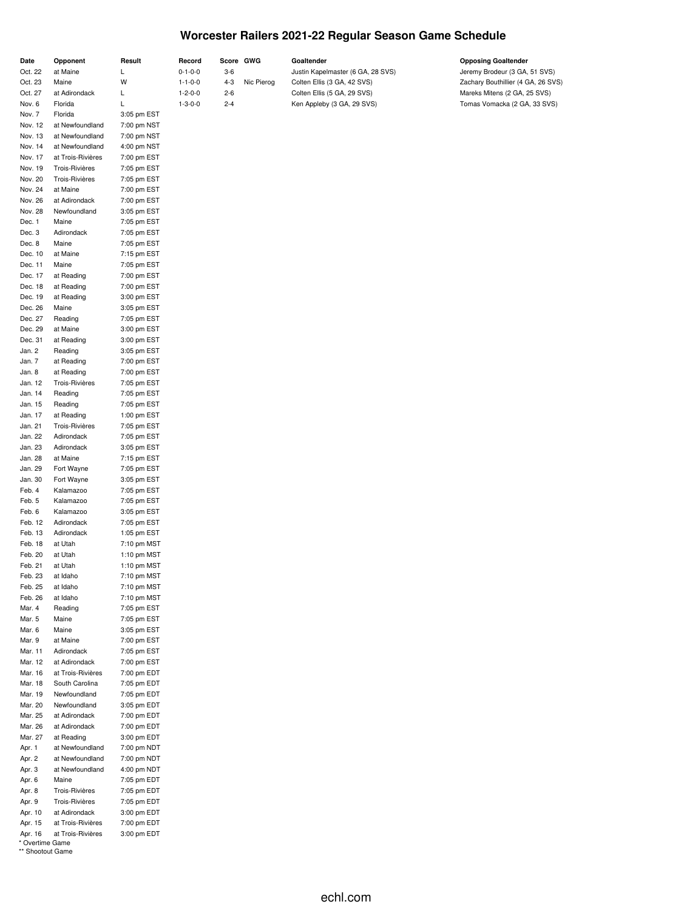# Worcester Railers 2021-22 Regular Season Game Schedule

| Date | Opponent | Result | Record | Score | GWG | Goaltender | Opposing Goaltender |
|---|---|---|---|---|---|---|---|
| Oct. 22 | at Maine | L | 0-1-0-0 | 3-6 | | Justin Kapelmaster (6 GA, 28 SVS) | Jeremy Brodeur (3 GA, 51 SVS) |
| Oct. 23 | Maine | W | 1-1-0-0 | 4-3 | Nic Pierog | Colten Ellis (3 GA, 42 SVS) | Zachary Bouthillier (4 GA, 26 SVS) |
| Oct. 27 | at Adirondack | L | 1-2-0-0 | 2-6 | | Colten Ellis (5 GA, 29 SVS) | Mareks Mitens (2 GA, 25 SVS) |
| Nov. 6 | Florida | L | 1-3-0-0 | 2-4 | | Ken Appleby (3 GA, 29 SVS) | Tomas Vomacka (2 GA, 33 SVS) |
| Nov. 7 | Florida | 3:05 pm EST | | | | | |
| Nov. 12 | at Newfoundland | 7:00 pm NST | | | | | |
| Nov. 13 | at Newfoundland | 7:00 pm NST | | | | | |
| Nov. 14 | at Newfoundland | 4:00 pm NST | | | | | |
| Nov. 17 | at Trois-Rivières | 7:00 pm EST | | | | | |
| Nov. 19 | Trois-Rivières | 7:05 pm EST | | | | | |
| Nov. 20 | Trois-Rivières | 7:05 pm EST | | | | | |
| Nov. 24 | at Maine | 7:00 pm EST | | | | | |
| Nov. 26 | at Adirondack | 7:00 pm EST | | | | | |
| Nov. 28 | Newfoundland | 3:05 pm EST | | | | | |
| Dec. 1 | Maine | 7:05 pm EST | | | | | |
| Dec. 3 | Adirondack | 7:05 pm EST | | | | | |
| Dec. 8 | Maine | 7:05 pm EST | | | | | |
| Dec. 10 | at Maine | 7:15 pm EST | | | | | |
| Dec. 11 | Maine | 7:05 pm EST | | | | | |
| Dec. 17 | at Reading | 7:00 pm EST | | | | | |
| Dec. 18 | at Reading | 7:00 pm EST | | | | | |
| Dec. 19 | at Reading | 3:00 pm EST | | | | | |
| Dec. 26 | Maine | 3:05 pm EST | | | | | |
| Dec. 27 | Reading | 7:05 pm EST | | | | | |
| Dec. 29 | at Maine | 3:00 pm EST | | | | | |
| Dec. 31 | at Reading | 3:00 pm EST | | | | | |
| Jan. 2 | Reading | 3:05 pm EST | | | | | |
| Jan. 7 | at Reading | 7:00 pm EST | | | | | |
| Jan. 8 | at Reading | 7:00 pm EST | | | | | |
| Jan. 12 | Trois-Rivières | 7:05 pm EST | | | | | |
| Jan. 14 | Reading | 7:05 pm EST | | | | | |
| Jan. 15 | Reading | 7:05 pm EST | | | | | |
| Jan. 17 | at Reading | 1:00 pm EST | | | | | |
| Jan. 21 | Trois-Rivières | 7:05 pm EST | | | | | |
| Jan. 22 | Adirondack | 7:05 pm EST | | | | | |
| Jan. 23 | Adirondack | 3:05 pm EST | | | | | |
| Jan. 28 | at Maine | 7:15 pm EST | | | | | |
| Jan. 29 | Fort Wayne | 7:05 pm EST | | | | | |
| Jan. 30 | Fort Wayne | 3:05 pm EST | | | | | |
| Feb. 4 | Kalamazoo | 7:05 pm EST | | | | | |
| Feb. 5 | Kalamazoo | 7:05 pm EST | | | | | |
| Feb. 6 | Kalamazoo | 3:05 pm EST | | | | | |
| Feb. 12 | Adirondack | 7:05 pm EST | | | | | |
| Feb. 13 | Adirondack | 1:05 pm EST | | | | | |
| Feb. 18 | at Utah | 7:10 pm MST | | | | | |
| Feb. 20 | at Utah | 1:10 pm MST | | | | | |
| Feb. 21 | at Utah | 1:10 pm MST | | | | | |
| Feb. 23 | at Idaho | 7:10 pm MST | | | | | |
| Feb. 25 | at Idaho | 7:10 pm MST | | | | | |
| Feb. 26 | at Idaho | 7:10 pm MST | | | | | |
| Mar. 4 | Reading | 7:05 pm EST | | | | | |
| Mar. 5 | Maine | 7:05 pm EST | | | | | |
| Mar. 6 | Maine | 3:05 pm EST | | | | | |
| Mar. 9 | at Maine | 7:00 pm EST | | | | | |
| Mar. 11 | Adirondack | 7:05 pm EST | | | | | |
| Mar. 12 | at Adirondack | 7:00 pm EST | | | | | |
| Mar. 16 | at Trois-Rivières | 7:00 pm EDT | | | | | |
| Mar. 18 | South Carolina | 7:05 pm EDT | | | | | |
| Mar. 19 | Newfoundland | 7:05 pm EDT | | | | | |
| Mar. 20 | Newfoundland | 3:05 pm EDT | | | | | |
| Mar. 25 | at Adirondack | 7:00 pm EDT | | | | | |
| Mar. 26 | at Adirondack | 7:00 pm EDT | | | | | |
| Mar. 27 | at Reading | 3:00 pm EDT | | | | | |
| Apr. 1 | at Newfoundland | 7:00 pm NDT | | | | | |
| Apr. 2 | at Newfoundland | 7:00 pm NDT | | | | | |
| Apr. 3 | at Newfoundland | 4:00 pm NDT | | | | | |
| Apr. 6 | Maine | 7:05 pm EDT | | | | | |
| Apr. 8 | Trois-Rivières | 7:05 pm EDT | | | | | |
| Apr. 9 | Trois-Rivières | 7:05 pm EDT | | | | | |
| Apr. 10 | at Adirondack | 3:00 pm EDT | | | | | |
| Apr. 15 | at Trois-Rivières | 7:00 pm EDT | | | | | |
| Apr. 16 | at Trois-Rivières | 3:00 pm EDT | | | | | |

\* Overtime Game

\*\* Shootout Game

echl.com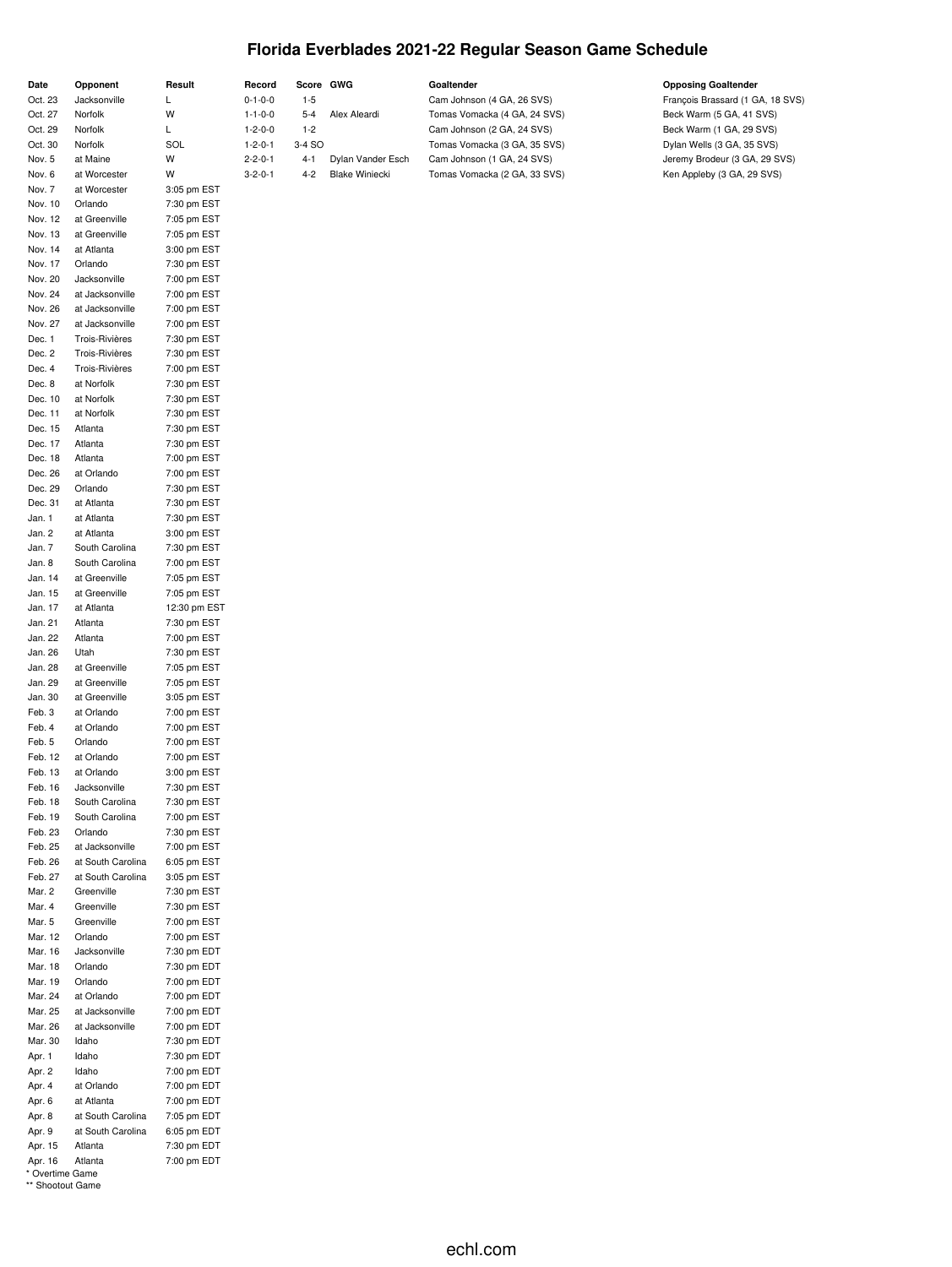# Florida Everblades 2021-22 Regular Season Game Schedule

| Date | Opponent | Result | Record | Score | GWG | Goaltender | Opposing Goaltender |
|---|---|---|---|---|---|---|---|
| Oct. 23 | Jacksonville | L | 0-1-0-0 | 1-5 | | Cam Johnson (4 GA, 26 SVS) | François Brassard (1 GA, 18 SVS) |
| Oct. 27 | Norfolk | W | 1-1-0-0 | 5-4 | Alex Aleardi | Tomas Vomacka (4 GA, 24 SVS) | Beck Warm (5 GA, 41 SVS) |
| Oct. 29 | Norfolk | L | 1-2-0-0 | 1-2 | | Cam Johnson (2 GA, 24 SVS) | Beck Warm (1 GA, 29 SVS) |
| Oct. 30 | Norfolk | SOL | 1-2-0-1 | 3-4 SO | | Tomas Vomacka (3 GA, 35 SVS) | Dylan Wells (3 GA, 35 SVS) |
| Nov. 5 | at Maine | W | 2-2-0-1 | 4-1 | Dylan Vander Esch | Cam Johnson (1 GA, 24 SVS) | Jeremy Brodeur (3 GA, 29 SVS) |
| Nov. 6 | at Worcester | W | 3-2-0-1 | 4-2 | Blake Winiecki | Tomas Vomacka (2 GA, 33 SVS) | Ken Appleby (3 GA, 29 SVS) |
| Nov. 7 | at Worcester | 3:05 pm EST | | | | | |
| Nov. 10 | Orlando | 7:30 pm EST | | | | | |
| Nov. 12 | at Greenville | 7:05 pm EST | | | | | |
| Nov. 13 | at Greenville | 7:05 pm EST | | | | | |
| Nov. 14 | at Atlanta | 3:00 pm EST | | | | | |
| Nov. 17 | Orlando | 7:30 pm EST | | | | | |
| Nov. 20 | Jacksonville | 7:00 pm EST | | | | | |
| Nov. 24 | at Jacksonville | 7:00 pm EST | | | | | |
| Nov. 26 | at Jacksonville | 7:00 pm EST | | | | | |
| Nov. 27 | at Jacksonville | 7:00 pm EST | | | | | |
| Dec. 1 | Trois-Rivières | 7:30 pm EST | | | | | |
| Dec. 2 | Trois-Rivières | 7:30 pm EST | | | | | |
| Dec. 4 | Trois-Rivières | 7:00 pm EST | | | | | |
| Dec. 8 | at Norfolk | 7:30 pm EST | | | | | |
| Dec. 10 | at Norfolk | 7:30 pm EST | | | | | |
| Dec. 11 | at Norfolk | 7:30 pm EST | | | | | |
| Dec. 15 | Atlanta | 7:30 pm EST | | | | | |
| Dec. 17 | Atlanta | 7:30 pm EST | | | | | |
| Dec. 18 | Atlanta | 7:00 pm EST | | | | | |
| Dec. 26 | at Orlando | 7:00 pm EST | | | | | |
| Dec. 29 | Orlando | 7:30 pm EST | | | | | |
| Dec. 31 | at Atlanta | 7:30 pm EST | | | | | |
| Jan. 1 | at Atlanta | 7:30 pm EST | | | | | |
| Jan. 2 | at Atlanta | 3:00 pm EST | | | | | |
| Jan. 7 | South Carolina | 7:30 pm EST | | | | | |
| Jan. 8 | South Carolina | 7:00 pm EST | | | | | |
| Jan. 14 | at Greenville | 7:05 pm EST | | | | | |
| Jan. 15 | at Greenville | 7:05 pm EST | | | | | |
| Jan. 17 | at Atlanta | 12:30 pm EST | | | | | |
| Jan. 21 | Atlanta | 7:30 pm EST | | | | | |
| Jan. 22 | Atlanta | 7:00 pm EST | | | | | |
| Jan. 26 | Utah | 7:30 pm EST | | | | | |
| Jan. 28 | at Greenville | 7:05 pm EST | | | | | |
| Jan. 29 | at Greenville | 7:05 pm EST | | | | | |
| Jan. 30 | at Greenville | 3:05 pm EST | | | | | |
| Feb. 3 | at Orlando | 7:00 pm EST | | | | | |
| Feb. 4 | at Orlando | 7:00 pm EST | | | | | |
| Feb. 5 | Orlando | 7:00 pm EST | | | | | |
| Feb. 12 | at Orlando | 7:00 pm EST | | | | | |
| Feb. 13 | at Orlando | 3:00 pm EST | | | | | |
| Feb. 16 | Jacksonville | 7:30 pm EST | | | | | |
| Feb. 18 | South Carolina | 7:30 pm EST | | | | | |
| Feb. 19 | South Carolina | 7:00 pm EST | | | | | |
| Feb. 23 | Orlando | 7:30 pm EST | | | | | |
| Feb. 25 | at Jacksonville | 7:00 pm EST | | | | | |
| Feb. 26 | at South Carolina | 6:05 pm EST | | | | | |
| Feb. 27 | at South Carolina | 3:05 pm EST | | | | | |
| Mar. 2 | Greenville | 7:30 pm EST | | | | | |
| Mar. 4 | Greenville | 7:30 pm EST | | | | | |
| Mar. 5 | Greenville | 7:00 pm EST | | | | | |
| Mar. 12 | Orlando | 7:00 pm EST | | | | | |
| Mar. 16 | Jacksonville | 7:30 pm EDT | | | | | |
| Mar. 18 | Orlando | 7:30 pm EDT | | | | | |
| Mar. 19 | Orlando | 7:00 pm EDT | | | | | |
| Mar. 24 | at Orlando | 7:00 pm EDT | | | | | |
| Mar. 25 | at Jacksonville | 7:00 pm EDT | | | | | |
| Mar. 26 | at Jacksonville | 7:00 pm EDT | | | | | |
| Mar. 30 | Idaho | 7:30 pm EDT | | | | | |
| Apr. 1 | Idaho | 7:30 pm EDT | | | | | |
| Apr. 2 | Idaho | 7:00 pm EDT | | | | | |
| Apr. 4 | at Orlando | 7:00 pm EDT | | | | | |
| Apr. 6 | at Atlanta | 7:00 pm EDT | | | | | |
| Apr. 8 | at South Carolina | 7:05 pm EDT | | | | | |
| Apr. 9 | at South Carolina | 6:05 pm EDT | | | | | |
| Apr. 15 | Atlanta | 7:30 pm EDT | | | | | |
| Apr. 16 | Atlanta | 7:00 pm EDT | | | | | |

\* Overtime Game

\** Shootout Game

echl.com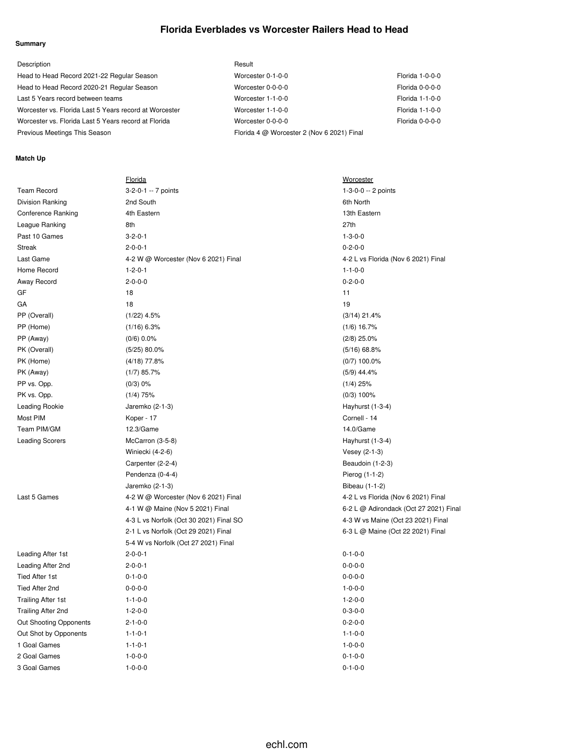# Florida Everblades vs Worcester Railers Head to Head

**Summary**

| Description | Result | |
|---|---|---|
| Head to Head Record 2021-22 Regular Season | Worcester 0-1-0-0 | Florida 1-0-0-0 |
| Head to Head Record 2020-21 Regular Season | Worcester 0-0-0-0 | Florida 0-0-0-0 |
| Last 5 Years record between teams | Worcester 1-1-0-0 | Florida 1-1-0-0 |
| Worcester vs. Florida Last 5 Years record at Worcester | Worcester 1-1-0-0 | Florida 1-1-0-0 |
| Worcester vs. Florida Last 5 Years record at Florida | Worcester 0-0-0-0 | Florida 0-0-0-0 |
| Previous Meetings This Season | Florida 4 @ Worcester 2 (Nov 6 2021) Final | |

**Match Up**

| | Florida | Worcester |
|---|---|---|
| Team Record | 3-2-0-1 -- 7 points | 1-3-0-0 -- 2 points |
| Division Ranking | 2nd South | 6th North |
| Conference Ranking | 4th Eastern | 13th Eastern |
| League Ranking | 8th | 27th |
| Past 10 Games | 3-2-0-1 | 1-3-0-0 |
| Streak | 2-0-0-1 | 0-2-0-0 |
| Last Game | 4-2 W @ Worcester (Nov 6 2021) Final | 4-2 L vs Florida (Nov 6 2021) Final |
| Home Record | 1-2-0-1 | 1-1-0-0 |
| Away Record | 2-0-0-0 | 0-2-0-0 |
| GF | 18 | 11 |
| GA | 18 | 19 |
| PP (Overall) | (1/22) 4.5% | (3/14) 21.4% |
| PP (Home) | (1/16) 6.3% | (1/6) 16.7% |
| PP (Away) | (0/6) 0.0% | (2/8) 25.0% |
| PK (Overall) | (5/25) 80.0% | (5/16) 68.8% |
| PK (Home) | (4/18) 77.8% | (0/7) 100.0% |
| PK (Away) | (1/7) 85.7% | (5/9) 44.4% |
| PP vs. Opp. | (0/3) 0% | (1/4) 25% |
| PK vs. Opp. | (1/4) 75% | (0/3) 100% |
| Leading Rookie | Jaremko (2-1-3) | Hayhurst (1-3-4) |
| Most PIM | Koper - 17 | Cornell - 14 |
| Team PIM/GM | 12.3/Game | 14.0/Game |
| Leading Scorers | McCarron (3-5-8) | Hayhurst (1-3-4) |
| | Winiecki (4-2-6) | Vesey (2-1-3) |
| | Carpenter (2-2-4) | Beaudoin (1-2-3) |
| | Pendenza (0-4-4) | Pierog (1-1-2) |
| | Jaremko (2-1-3) | Bibeau (1-1-2) |
| Last 5 Games | 4-2 W @ Worcester (Nov 6 2021) Final | 4-2 L vs Florida (Nov 6 2021) Final |
| | 4-1 W @ Maine (Nov 5 2021) Final | 6-2 L @ Adirondack (Oct 27 2021) Final |
| | 4-3 L vs Norfolk (Oct 30 2021) Final SO | 4-3 W vs Maine (Oct 23 2021) Final |
| | 2-1 L vs Norfolk (Oct 29 2021) Final | 6-3 L @ Maine (Oct 22 2021) Final |
| | 5-4 W vs Norfolk (Oct 27 2021) Final | |
| Leading After 1st | 2-0-0-1 | 0-1-0-0 |
| Leading After 2nd | 2-0-0-1 | 0-0-0-0 |
| Tied After 1st | 0-1-0-0 | 0-0-0-0 |
| Tied After 2nd | 0-0-0-0 | 1-0-0-0 |
| Trailing After 1st | 1-1-0-0 | 1-2-0-0 |
| Trailing After 2nd | 1-2-0-0 | 0-3-0-0 |
| Out Shooting Opponents | 2-1-0-0 | 0-2-0-0 |
| Out Shot by Opponents | 1-1-0-1 | 1-1-0-0 |
| 1 Goal Games | 1-1-0-1 | 1-0-0-0 |
| 2 Goal Games | 1-0-0-0 | 0-1-0-0 |
| 3 Goal Games | 1-0-0-0 | 0-1-0-0 |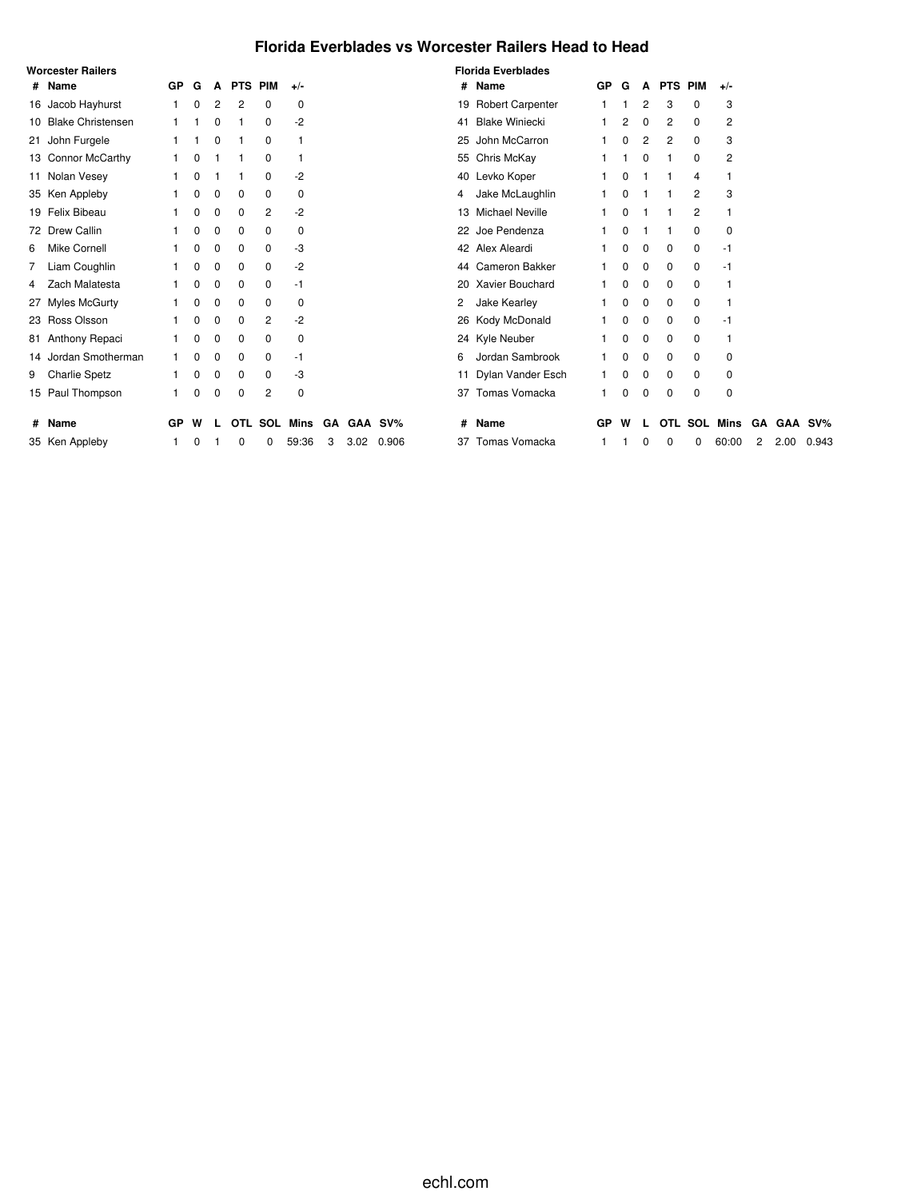# Florida Everblades vs Worcester Railers Head to Head

**Worcester Railers**

| # | Name | GP | G | A | PTS | PIM | +/- |
|---|---|---|---|---|---|---|---|
| 16 | Jacob Hayhurst | 1 | 0 | 2 | 2 | 0 | 0 |
| 10 | Blake Christensen | 1 | 1 | 0 | 1 | 0 | -2 |
| 21 | John Furgele | 1 | 1 | 0 | 1 | 0 | 1 |
| 13 | Connor McCarthy | 1 | 0 | 1 | 1 | 0 | 1 |
| 11 | Nolan Vesey | 1 | 0 | 1 | 1 | 0 | -2 |
| 35 | Ken Appleby | 1 | 0 | 0 | 0 | 0 | 0 |
| 19 | Felix Bibeau | 1 | 0 | 0 | 0 | 2 | -2 |
| 72 | Drew Callin | 1 | 0 | 0 | 0 | 0 | 0 |
| 6 | Mike Cornell | 1 | 0 | 0 | 0 | 0 | -3 |
| 7 | Liam Coughlin | 1 | 0 | 0 | 0 | 0 | -2 |
| 4 | Zach Malatesta | 1 | 0 | 0 | 0 | 0 | -1 |
| 27 | Myles McGurty | 1 | 0 | 0 | 0 | 0 | 0 |
| 23 | Ross Olsson | 1 | 0 | 0 | 0 | 2 | -2 |
| 81 | Anthony Repaci | 1 | 0 | 0 | 0 | 0 | 0 |
| 14 | Jordan Smotherman | 1 | 0 | 0 | 0 | 0 | -1 |
| 9 | Charlie Spetz | 1 | 0 | 0 | 0 | 0 | -3 |
| 15 | Paul Thompson | 1 | 0 | 0 | 0 | 2 | 0 |

| # | Name | GP | W | L | OTL | SOL | Mins | GA | GAA | SV% |
|---|---|---|---|---|---|---|---|---|---|---|
| 35 | Ken Appleby | 1 | 0 | 1 | 0 | 0 | 59:36 | 3 | 3.02 | 0.906 |

**Florida Everblades**

| # | Name | GP | G | A | PTS | PIM | +/- |
|---|---|---|---|---|---|---|---|
| 19 | Robert Carpenter | 1 | 1 | 2 | 3 | 0 | 3 |
| 41 | Blake Winiecki | 1 | 2 | 0 | 2 | 0 | 2 |
| 25 | John McCarron | 1 | 0 | 2 | 2 | 0 | 3 |
| 55 | Chris McKay | 1 | 1 | 0 | 1 | 0 | 2 |
| 40 | Levko Koper | 1 | 0 | 1 | 1 | 4 | 1 |
| 4 | Jake McLaughlin | 1 | 0 | 1 | 1 | 2 | 3 |
| 13 | Michael Neville | 1 | 0 | 1 | 1 | 2 | 1 |
| 22 | Joe Pendenza | 1 | 0 | 1 | 1 | 0 | 0 |
| 42 | Alex Aleardi | 1 | 0 | 0 | 0 | 0 | -1 |
| 44 | Cameron Bakker | 1 | 0 | 0 | 0 | 0 | -1 |
| 20 | Xavier Bouchard | 1 | 0 | 0 | 0 | 0 | 1 |
| 2 | Jake Kearley | 1 | 0 | 0 | 0 | 0 | 1 |
| 26 | Kody McDonald | 1 | 0 | 0 | 0 | 0 | -1 |
| 24 | Kyle Neuber | 1 | 0 | 0 | 0 | 0 | 1 |
| 6 | Jordan Sambrook | 1 | 0 | 0 | 0 | 0 | 0 |
| 11 | Dylan Vander Esch | 1 | 0 | 0 | 0 | 0 | 0 |
| 37 | Tomas Vomacka | 1 | 0 | 0 | 0 | 0 | 0 |

| # | Name | GP | W | L | OTL | SOL | Mins | GA | GAA | SV% |
|---|---|---|---|---|---|---|---|---|---|---|
| 37 | Tomas Vomacka | 1 | 1 | 0 | 0 | 0 | 60:00 | 2 | 2.00 | 0.943 |

echl.com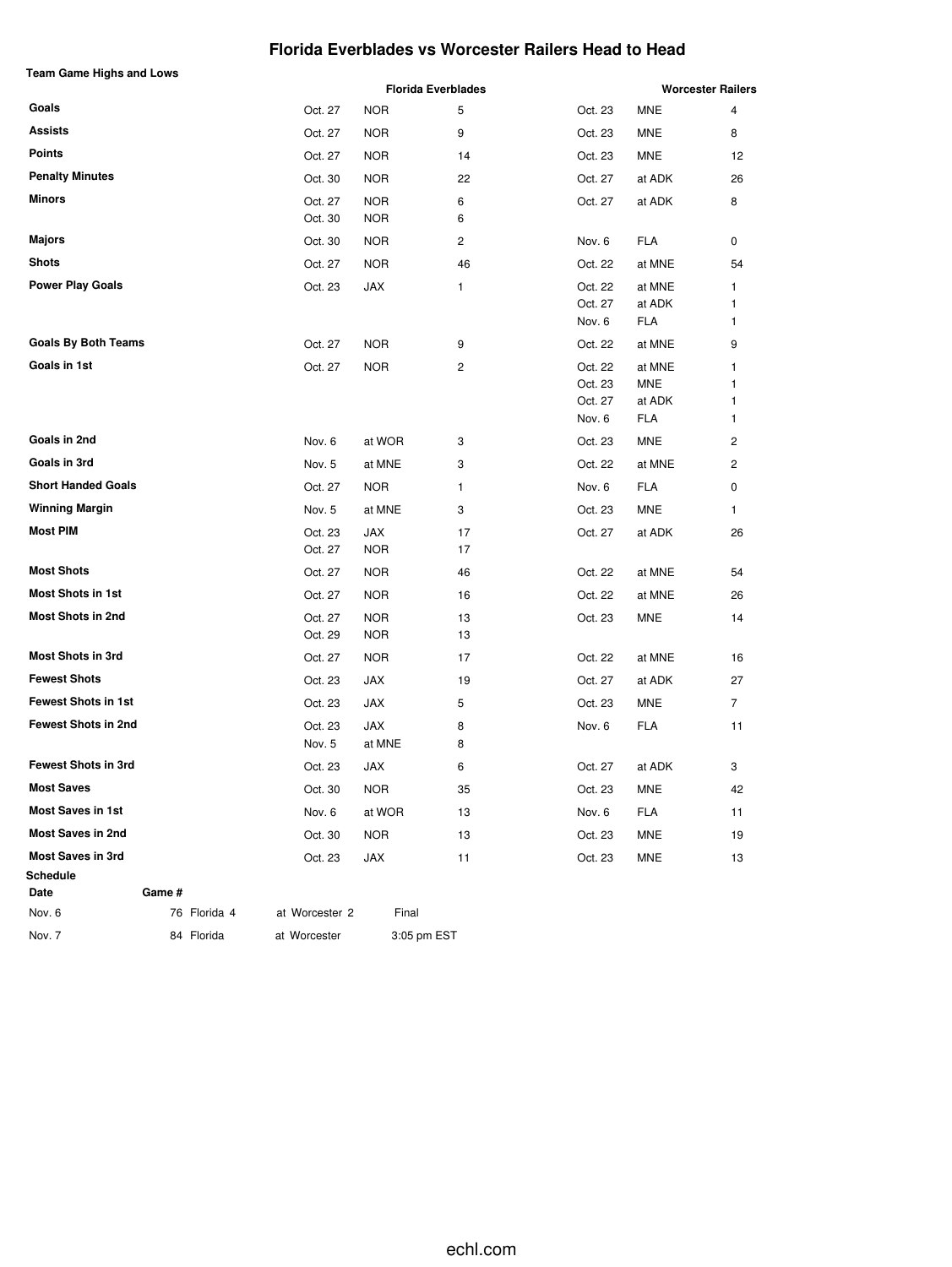# Florida Everblades vs Worcester Railers Head to Head

**Team Game Highs and Lows**

| | Florida Everblades | | | Worcester Railers | | |
|---|---|---|---|---|---|---|
| **Goals** | Oct. 27 | NOR | 5 | Oct. 23 | MNE | 4 |
| **Assists** | Oct. 27 | NOR | 9 | Oct. 23 | MNE | 8 |
| **Points** | Oct. 27 | NOR | 14 | Oct. 23 | MNE | 12 |
| **Penalty Minutes** | Oct. 30 | NOR | 22 | Oct. 27 | at ADK | 26 |
| **Minors** | Oct. 27 | NOR | 6 | Oct. 27 | at ADK | 8 |
| | Oct. 30 | NOR | 6 | | | |
| **Majors** | Oct. 30 | NOR | 2 | Nov. 6 | FLA | 0 |
| **Shots** | Oct. 27 | NOR | 46 | Oct. 22 | at MNE | 54 |
| **Power Play Goals** | Oct. 23 | JAX | 1 | Oct. 22 | at MNE | 1 |
| | | | | Oct. 27 | at ADK | 1 |
| | | | | Nov. 6 | FLA | 1 |
| **Goals By Both Teams** | Oct. 27 | NOR | 9 | Oct. 22 | at MNE | 9 |
| **Goals in 1st** | Oct. 27 | NOR | 2 | Oct. 22 | at MNE | 1 |
| | | | | Oct. 23 | MNE | 1 |
| | | | | Oct. 27 | at ADK | 1 |
| | | | | Nov. 6 | FLA | 1 |
| **Goals in 2nd** | Nov. 6 | at WOR | 3 | Oct. 23 | MNE | 2 |
| **Goals in 3rd** | Nov. 5 | at MNE | 3 | Oct. 22 | at MNE | 2 |
| **Short Handed Goals** | Oct. 27 | NOR | 1 | Nov. 6 | FLA | 0 |
| **Winning Margin** | Nov. 5 | at MNE | 3 | Oct. 23 | MNE | 1 |
| **Most PIM** | Oct. 23 | JAX | 17 | Oct. 27 | at ADK | 26 |
| | Oct. 27 | NOR | 17 | | | |
| **Most Shots** | Oct. 27 | NOR | 46 | Oct. 22 | at MNE | 54 |
| **Most Shots in 1st** | Oct. 27 | NOR | 16 | Oct. 22 | at MNE | 26 |
| **Most Shots in 2nd** | Oct. 27 | NOR | 13 | Oct. 23 | MNE | 14 |
| | Oct. 29 | NOR | 13 | | | |
| **Most Shots in 3rd** | Oct. 27 | NOR | 17 | Oct. 22 | at MNE | 16 |
| **Fewest Shots** | Oct. 23 | JAX | 19 | Oct. 27 | at ADK | 27 |
| **Fewest Shots in 1st** | Oct. 23 | JAX | 5 | Oct. 23 | MNE | 7 |
| **Fewest Shots in 2nd** | Oct. 23 | JAX | 8 | Nov. 6 | FLA | 11 |
| | Nov. 5 | at MNE | 8 | | | |
| **Fewest Shots in 3rd** | Oct. 23 | JAX | 6 | Oct. 27 | at ADK | 3 |
| **Most Saves** | Oct. 30 | NOR | 35 | Oct. 23 | MNE | 42 |
| **Most Saves in 1st** | Nov. 6 | at WOR | 13 | Nov. 6 | FLA | 11 |
| **Most Saves in 2nd** | Oct. 30 | NOR | 13 | Oct. 23 | MNE | 19 |
| **Most Saves in 3rd** | Oct. 23 | JAX | 11 | Oct. 23 | MNE | 13 |

**Schedule**

| Date | Game # | | | |
|---|---|---|---|---|
| Nov. 6 | 76 | Florida 4 | at Worcester 2 | Final |
| Nov. 7 | 84 | Florida | at Worcester | 3:05 pm EST |

echl.com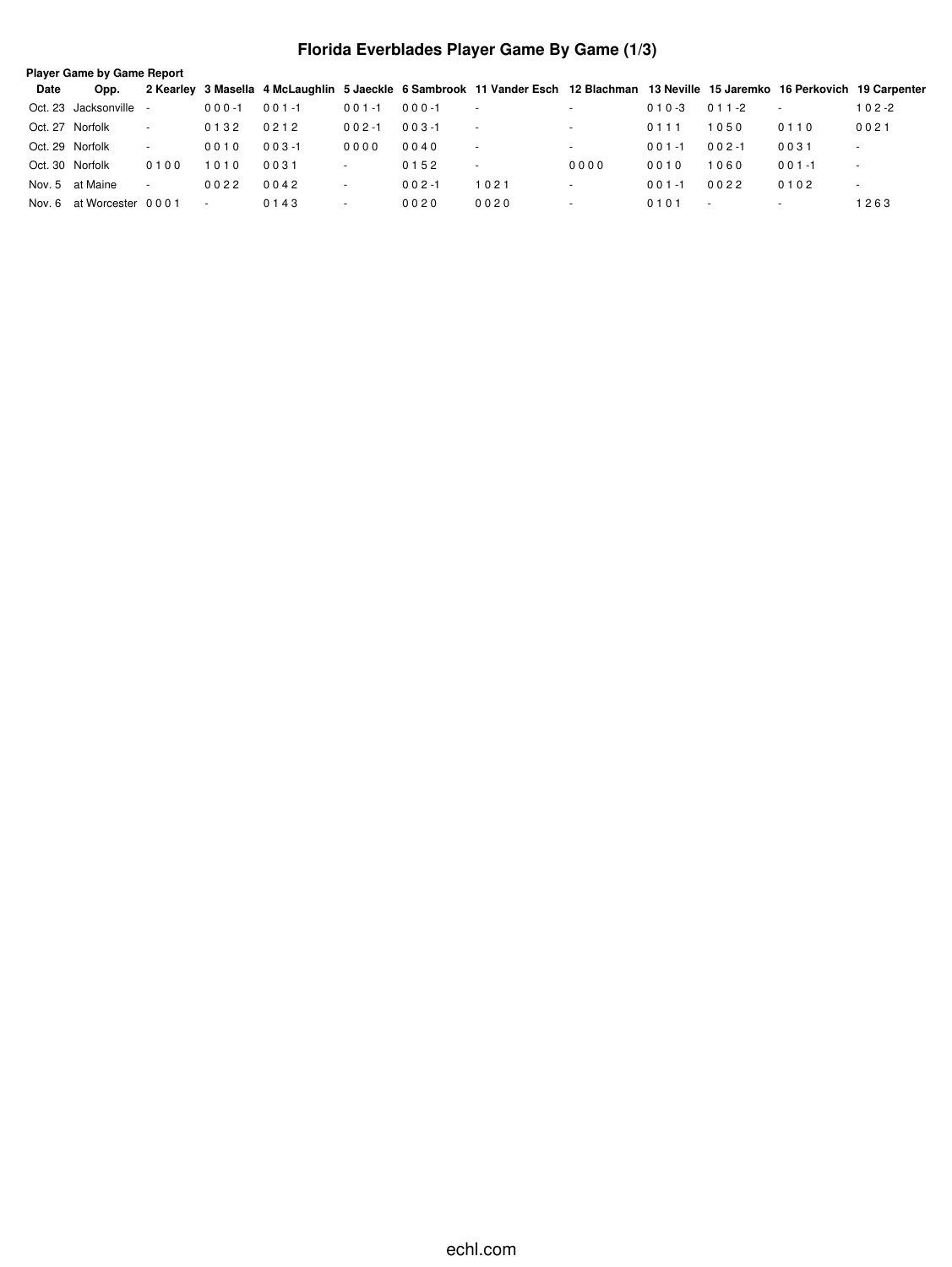# Florida Everblades Player Game By Game (1/3)

**Player Game by Game Report**

| Date | Opp. | 2 Kearley | 3 Masella | 4 McLaughlin | 5 Jaeckle | 6 Sambrook | 11 Vander Esch | 12 Blachman | 13 Neville | 15 Jaremko | 16 Perkovich | 19 Carpenter |
|---|---|---|---|---|---|---|---|---|---|---|---|---|
| Oct. 23 | Jacksonville | - | 0 0 0 -1 | 0 0 1 -1 | 0 0 1 -1 | 0 0 0 -1 | - | - | 0 1 0 -3 | 0 1 1 -2 | - | 1 0 2 -2 |
| Oct. 27 | Norfolk | - | 0 1 3 2 | 0 2 1 2 | 0 0 2 -1 | 0 0 3 -1 | - | - | 0 1 1 1 | 1 0 5 0 | 0 1 1 0 | 0 0 2 1 |
| Oct. 29 | Norfolk | - | 0 0 1 0 | 0 0 3 -1 | 0 0 0 0 | 0 0 4 0 | - | - | 0 0 1 -1 | 0 0 2 -1 | 0 0 3 1 | - |
| Oct. 30 | Norfolk | 0 1 0 0 | 1 0 1 0 | 0 0 3 1 | - | 0 1 5 2 | - | 0 0 0 0 | 0 0 1 0 | 1 0 6 0 | 0 0 1 -1 | - |
| Nov. 5 | at Maine | - | 0 0 2 2 | 0 0 4 2 | - | 0 0 2 -1 | 1 0 2 1 | - | 0 0 1 -1 | 0 0 2 2 | 0 1 0 2 | - |
| Nov. 6 | at Worcester | 0 0 0 1 | - | 0 1 4 3 | - | 0 0 2 0 | 0 0 2 0 | - | 0 1 0 1 | - | - | 1 2 6 3 |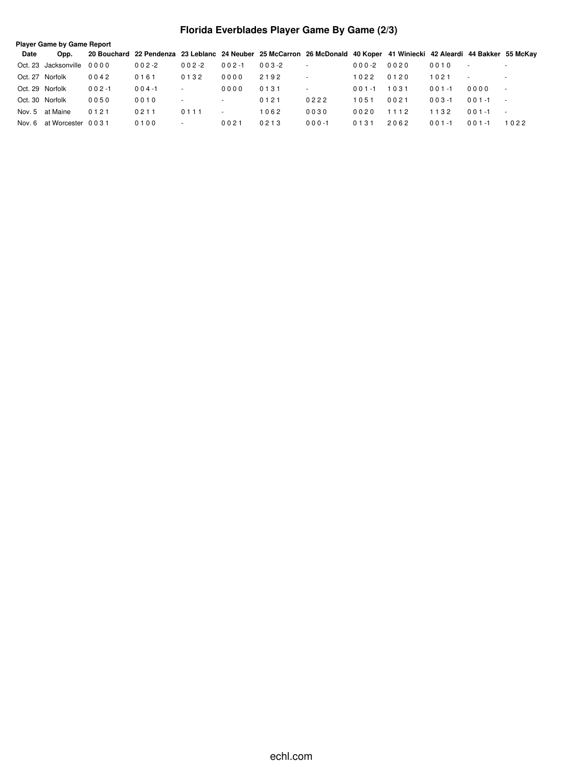# Florida Everblades Player Game By Game (2/3)

**Player Game by Game Report**

| Date | Opp. | 20 Bouchard | 22 Pendenza | 23 Leblanc | 24 Neuber | 25 McCarron | 26 McDonald | 40 Koper | 41 Winiecki | 42 Aleardi | 44 Bakker | 55 McKay |
|---|---|---|---|---|---|---|---|---|---|---|---|---|
| Oct. 23 | Jacksonville | 0 0 0 0 | 0 0 2 -2 | 0 0 2 -2 | 0 0 2 -1 | 0 0 3 -2 | - | 0 0 0 -2 | 0 0 2 0 | 0 0 1 0 | - | - |
| Oct. 27 | Norfolk | 0 0 4 2 | 0 1 6 1 | 0 1 3 2 | 0 0 0 0 | 2 1 9 2 | - | 1 0 2 2 | 0 1 2 0 | 1 0 2 1 | - | - |
| Oct. 29 | Norfolk | 0 0 2 -1 | 0 0 4 -1 | - | 0 0 0 0 | 0 1 3 1 | - | 0 0 1 -1 | 1 0 3 1 | 0 0 1 -1 | 0 0 0 0 | - |
| Oct. 30 | Norfolk | 0 0 5 0 | 0 0 1 0 | - | - | 0 1 2 1 | 0 2 2 2 | 1 0 5 1 | 0 0 2 1 | 0 0 3 -1 | 0 0 1 -1 | - |
| Nov. 5 | at Maine | 0 1 2 1 | 0 2 1 1 | 0 1 1 1 | - | 1 0 6 2 | 0 0 3 0 | 0 0 2 0 | 1 1 1 2 | 1 1 3 2 | 0 0 1 -1 | - |
| Nov. 6 | at Worcester | 0 0 3 1 | 0 1 0 0 | - | 0 0 2 1 | 0 2 1 3 | 0 0 0 -1 | 0 1 3 1 | 2 0 6 2 | 0 0 1 -1 | 0 0 1 -1 | 1 0 2 2 |

echl.com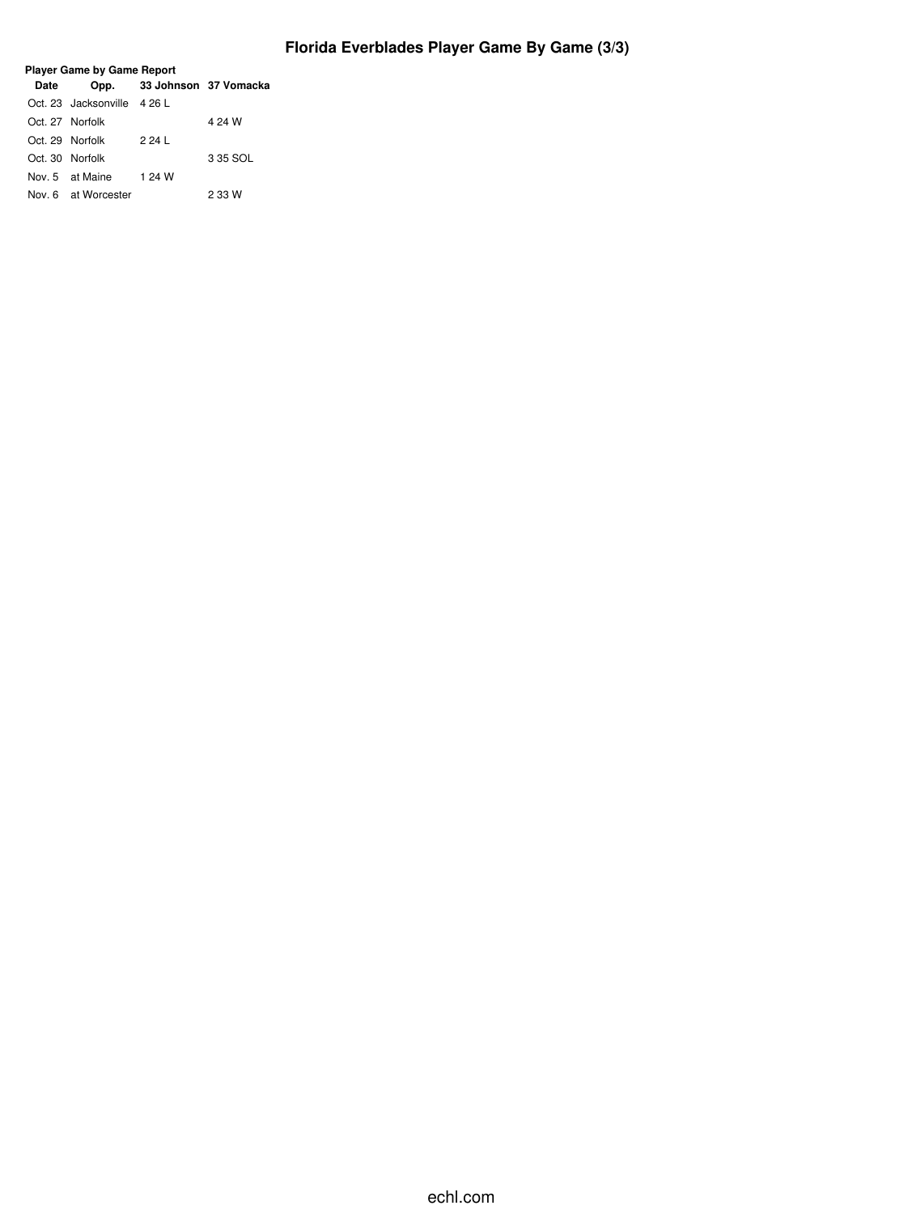# Florida Everblades Player Game By Game (3/3)

**Player Game by Game Report**

| Date | Opp. | 33 Johnson | 37 Vomacka |
|---|---|---|---|
| Oct. 23 | Jacksonville | 4 26 L | |
| Oct. 27 | Norfolk | | 4 24 W |
| Oct. 29 | Norfolk | 2 24 L | |
| Oct. 30 | Norfolk | | 3 35 SOL |
| Nov. 5 | at Maine | 1 24 W | |
| Nov. 6 | at Worcester | | 2 33 W |

echl.com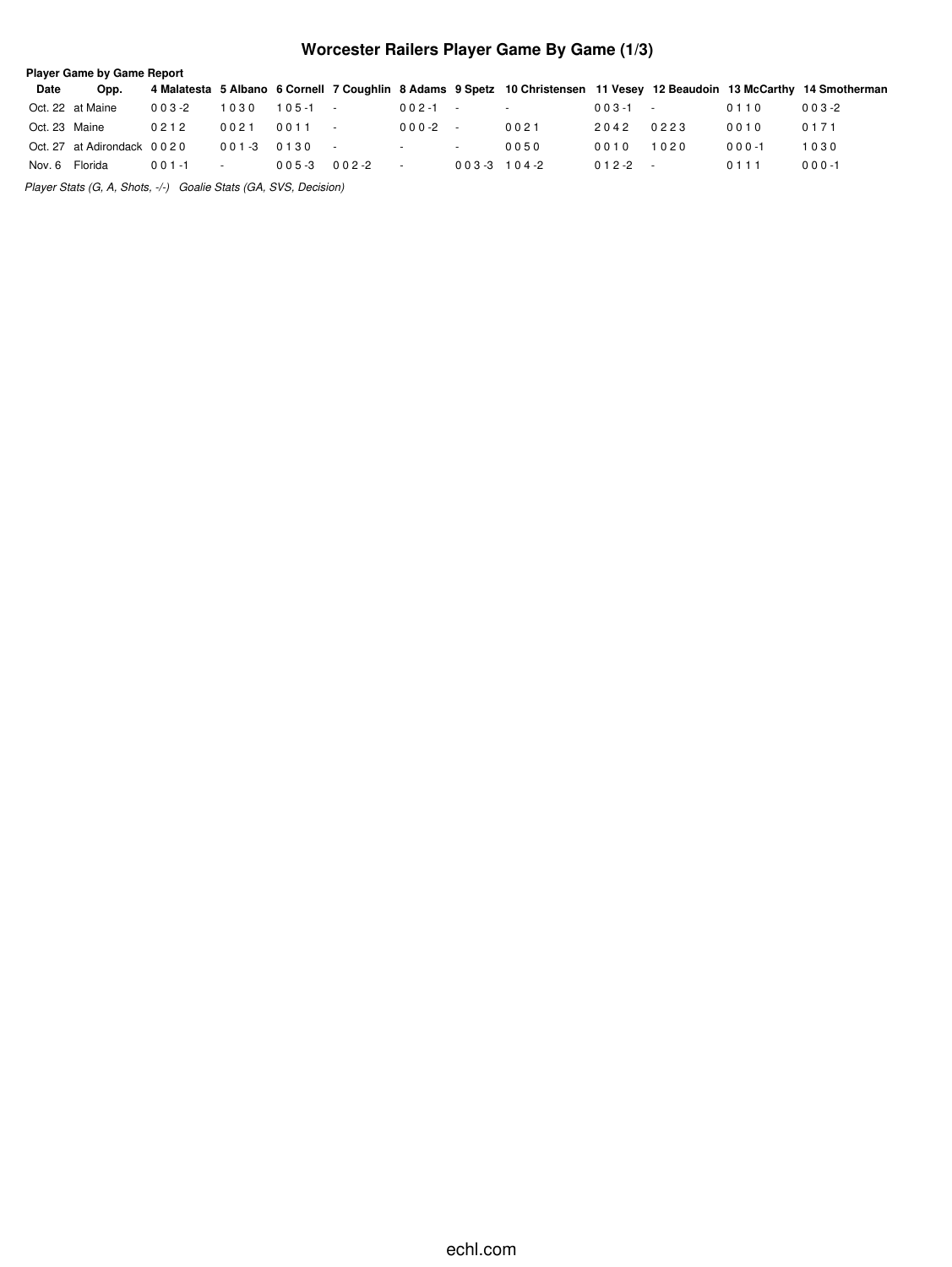# Worcester Railers Player Game By Game (1/3)

**Player Game by Game Report**

| Date | Opp. | 4 Malatesta | 5 Albano | 6 Cornell | 7 Coughlin | 8 Adams | 9 Spetz | 10 Christensen | 11 Vesey | 12 Beaudoin | 13 McCarthy | 14 Smotherman |
|---|---|---|---|---|---|---|---|---|---|---|---|---|
| Oct. 22 | at Maine | 0 0 3 -2 | 1 0 3 0 | 1 0 5 -1 | - | 0 0 2 -1 | - | - | 0 0 3 -1 | - | 0 1 1 0 | 0 0 3 -2 |
| Oct. 23 | Maine | 0 2 1 2 | 0 0 2 1 | 0 0 1 1 | - | 0 0 0 -2 | - | 0 0 2 1 | 2 0 4 2 | 0 2 2 3 | 0 0 1 0 | 0 1 7 1 |
| Oct. 27 | at Adirondack | 0 0 2 0 | 0 0 1 -3 | 0 1 3 0 | - | - | - | 0 0 5 0 | 0 0 1 0 | 1 0 2 0 | 0 0 0 -1 | 1 0 3 0 |
| Nov. 6 | Florida | 0 0 1 -1 | - | 0 0 5 -3 | 0 0 2 -2 | - | 0 0 3 -3 | 1 0 4 -2 | 0 1 2 -2 | - | 0 1 1 1 | 0 0 0 -1 |

*Player Stats (G, A, Shots, -/-)   Goalie Stats (GA, SVS, Decision)*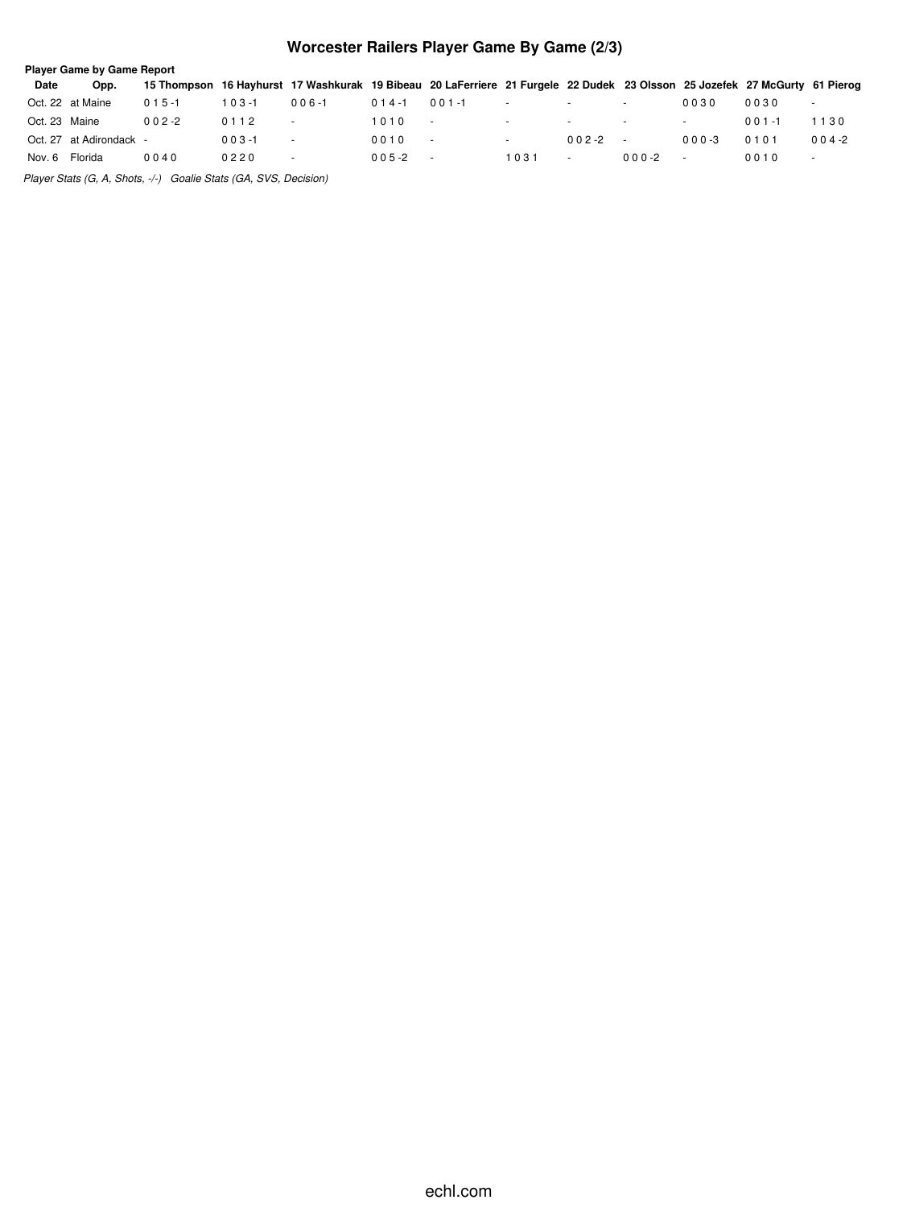# Worcester Railers Player Game By Game (2/3)

**Player Game by Game Report**

| Date | Opp. | 15 Thompson | 16 Hayhurst | 17 Washkurak | 19 Bibeau | 20 LaFerriere | 21 Furgele | 22 Dudek | 23 Olsson | 25 Jozefek | 27 McGurty | 61 Pierog |
|---|---|---|---|---|---|---|---|---|---|---|---|---|
| Oct. 22 | at Maine | 0 1 5 -1 | 1 0 3 -1 | 0 0 6 -1 | 0 1 4 -1 | 0 0 1 -1 | - | - | - | 0 0 3 0 | 0 0 3 0 | - |
| Oct. 23 | Maine | 0 0 2 -2 | 0 1 1 2 | - | 1 0 1 0 | - | - | - | - | - | 0 0 1 -1 | 1 1 3 0 |
| Oct. 27 | at Adirondack | - | 0 0 3 -1 | - | 0 0 1 0 | - | - | 0 0 2 -2 | - | 0 0 0 -3 | 0 1 0 1 | 0 0 4 -2 |
| Nov. 6 | Florida | 0 0 4 0 | 0 2 2 0 | - | 0 0 5 -2 | - | 1 0 3 1 | - | 0 0 0 -2 | - | 0 0 1 0 | - |

*Player Stats (G, A, Shots, -/-)   Goalie Stats (GA, SVS, Decision)*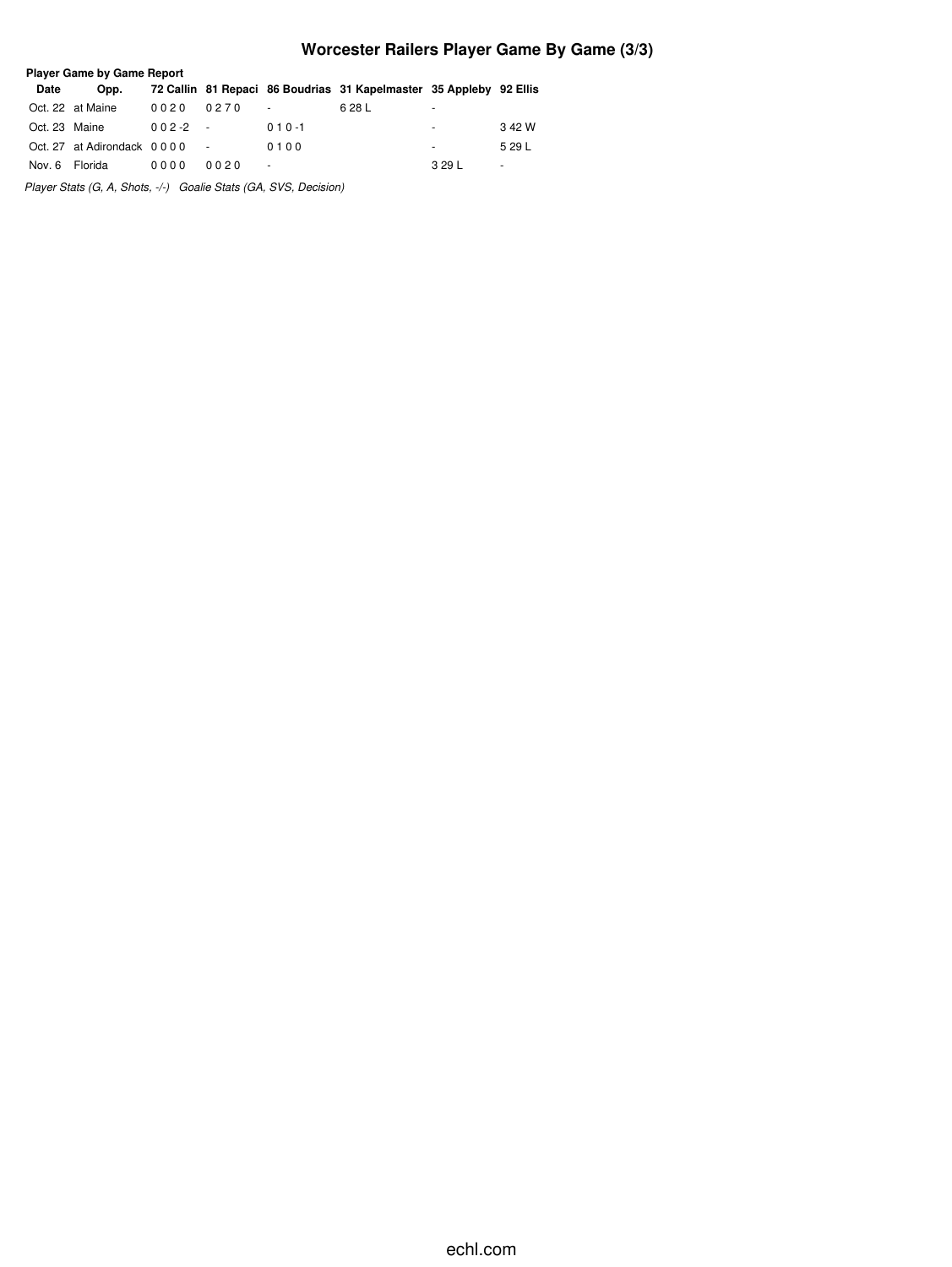# Worcester Railers Player Game By Game (3/3)

**Player Game by Game Report**

| Date | Opp. | 72 Callin | 81 Repaci | 86 Boudrias | 31 Kapelmaster | 35 Appleby | 92 Ellis |
|---|---|---|---|---|---|---|---|
| Oct. 22 | at Maine | 0 0 2 0 | 0 2 7 0 | - | 6 28 L | - | |
| Oct. 23 | Maine | 0 0 2 -2 | - | 0 1 0 -1 | | - | 3 42 W |
| Oct. 27 | at Adirondack | 0 0 0 0 | - | 0 1 0 0 | | - | 5 29 L |
| Nov. 6 | Florida | 0 0 0 0 | 0 0 2 0 | - | | 3 29 L | - |

*Player Stats (G, A, Shots, -/-)   Goalie Stats (GA, SVS, Decision)*